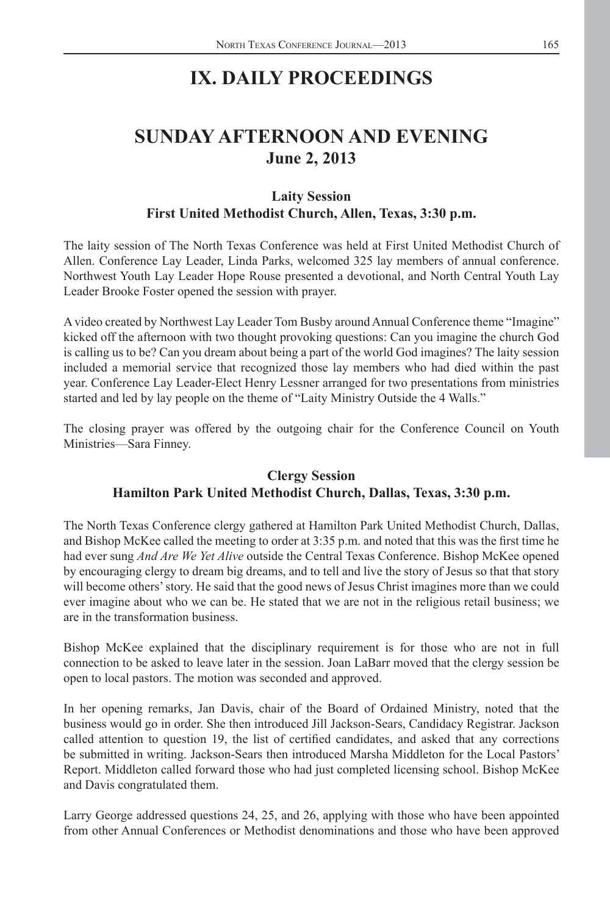# IX. DAILY PROCEEDINGS

## SUNDAY AFTERNOON AND EVENING
**June 2, 2013**

### Laity Session
**First United Methodist Church, Allen, Texas, 3:30 p.m.**

The laity session of The North Texas Conference was held at First United Methodist Church of Allen. Conference Lay Leader, Linda Parks, welcomed 325 lay members of annual conference. Northwest Youth Lay Leader Hope Rouse presented a devotional, and North Central Youth Lay Leader Brooke Foster opened the session with prayer.

A video created by Northwest Lay Leader Tom Busby around Annual Conference theme "Imagine" kicked off the afternoon with two thought provoking questions: Can you imagine the church God is calling us to be? Can you dream about being a part of the world God imagines? The laity session included a memorial service that recognized those lay members who had died within the past year. Conference Lay Leader-Elect Henry Lessner arranged for two presentations from ministries started and led by lay people on the theme of "Laity Ministry Outside the 4 Walls."

The closing prayer was offered by the outgoing chair for the Conference Council on Youth Ministries—Sara Finney.

### Clergy Session
**Hamilton Park United Methodist Church, Dallas, Texas, 3:30 p.m.**

The North Texas Conference clergy gathered at Hamilton Park United Methodist Church, Dallas, and Bishop McKee called the meeting to order at 3:35 p.m. and noted that this was the first time he had ever sung *And Are We Yet Alive* outside the Central Texas Conference. Bishop McKee opened by encouraging clergy to dream big dreams, and to tell and live the story of Jesus so that that story will become others' story. He said that the good news of Jesus Christ imagines more than we could ever imagine about who we can be. He stated that we are not in the religious retail business; we are in the transformation business.

Bishop McKee explained that the disciplinary requirement is for those who are not in full connection to be asked to leave later in the session. Joan LaBarr moved that the clergy session be open to local pastors. The motion was seconded and approved.

In her opening remarks, Jan Davis, chair of the Board of Ordained Ministry, noted that the business would go in order. She then introduced Jill Jackson-Sears, Candidacy Registrar. Jackson called attention to question 19, the list of certified candidates, and asked that any corrections be submitted in writing. Jackson-Sears then introduced Marsha Middleton for the Local Pastors' Report. Middleton called forward those who had just completed licensing school. Bishop McKee and Davis congratulated them.

Larry George addressed questions 24, 25, and 26, applying with those who have been appointed from other Annual Conferences or Methodist denominations and those who have been approved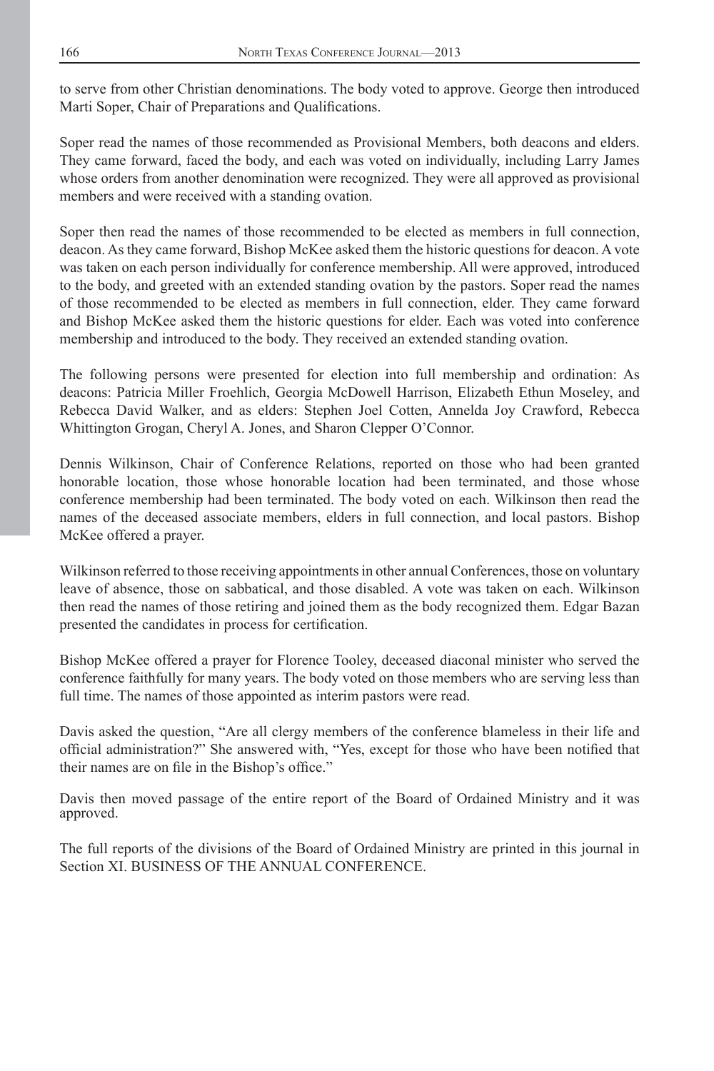to serve from other Christian denominations. The body voted to approve. George then introduced Marti Soper, Chair of Preparations and Qualifications.

Soper read the names of those recommended as Provisional Members, both deacons and elders. They came forward, faced the body, and each was voted on individually, including Larry James whose orders from another denomination were recognized. They were all approved as provisional members and were received with a standing ovation.

Soper then read the names of those recommended to be elected as members in full connection, deacon. As they came forward, Bishop McKee asked them the historic questions for deacon. A vote was taken on each person individually for conference membership. All were approved, introduced to the body, and greeted with an extended standing ovation by the pastors. Soper read the names of those recommended to be elected as members in full connection, elder. They came forward and Bishop McKee asked them the historic questions for elder. Each was voted into conference membership and introduced to the body. They received an extended standing ovation.

The following persons were presented for election into full membership and ordination: As deacons: Patricia Miller Froehlich, Georgia McDowell Harrison, Elizabeth Ethun Moseley, and Rebecca David Walker, and as elders: Stephen Joel Cotten, Annelda Joy Crawford, Rebecca Whittington Grogan, Cheryl A. Jones, and Sharon Clepper O'Connor.

Dennis Wilkinson, Chair of Conference Relations, reported on those who had been granted honorable location, those whose honorable location had been terminated, and those whose conference membership had been terminated. The body voted on each. Wilkinson then read the names of the deceased associate members, elders in full connection, and local pastors. Bishop McKee offered a prayer.

Wilkinson referred to those receiving appointments in other annual Conferences, those on voluntary leave of absence, those on sabbatical, and those disabled. A vote was taken on each. Wilkinson then read the names of those retiring and joined them as the body recognized them. Edgar Bazan presented the candidates in process for certification.

Bishop McKee offered a prayer for Florence Tooley, deceased diaconal minister who served the conference faithfully for many years. The body voted on those members who are serving less than full time. The names of those appointed as interim pastors were read.

Davis asked the question, "Are all clergy members of the conference blameless in their life and official administration?" She answered with, "Yes, except for those who have been notified that their names are on file in the Bishop's office."

Davis then moved passage of the entire report of the Board of Ordained Ministry and it was approved.

The full reports of the divisions of the Board of Ordained Ministry are printed in this journal in Section XI. BUSINESS OF THE ANNUAL CONFERENCE.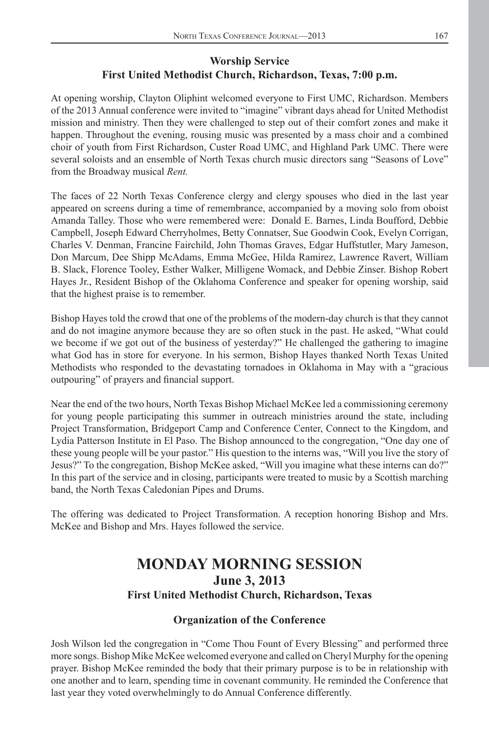### Worship Service
### First United Methodist Church, Richardson, Texas, 7:00 p.m.

At opening worship, Clayton Oliphint welcomed everyone to First UMC, Richardson. Members of the 2013 Annual conference were invited to "imagine" vibrant days ahead for United Methodist mission and ministry. Then they were challenged to step out of their comfort zones and make it happen. Throughout the evening, rousing music was presented by a mass choir and a combined choir of youth from First Richardson, Custer Road UMC, and Highland Park UMC. There were several soloists and an ensemble of North Texas church music directors sang "Seasons of Love" from the Broadway musical *Rent.*

The faces of 22 North Texas Conference clergy and clergy spouses who died in the last year appeared on screens during a time of remembrance, accompanied by a moving solo from oboist Amanda Talley. Those who were remembered were: Donald E. Barnes, Linda Boufford, Debbie Campbell, Joseph Edward Cherryholmes, Betty Connatser, Sue Goodwin Cook, Evelyn Corrigan, Charles V. Denman, Francine Fairchild, John Thomas Graves, Edgar Huffstutler, Mary Jameson, Don Marcum, Dee Shipp McAdams, Emma McGee, Hilda Ramirez, Lawrence Ravert, William B. Slack, Florence Tooley, Esther Walker, Milligene Womack, and Debbie Zinser. Bishop Robert Hayes Jr., Resident Bishop of the Oklahoma Conference and speaker for opening worship, said that the highest praise is to remember.

Bishop Hayes told the crowd that one of the problems of the modern-day church is that they cannot and do not imagine anymore because they are so often stuck in the past. He asked, "What could we become if we got out of the business of yesterday?" He challenged the gathering to imagine what God has in store for everyone. In his sermon, Bishop Hayes thanked North Texas United Methodists who responded to the devastating tornadoes in Oklahoma in May with a "gracious outpouring" of prayers and financial support.

Near the end of the two hours, North Texas Bishop Michael McKee led a commissioning ceremony for young people participating this summer in outreach ministries around the state, including Project Transformation, Bridgeport Camp and Conference Center, Connect to the Kingdom, and Lydia Patterson Institute in El Paso. The Bishop announced to the congregation, "One day one of these young people will be your pastor." His question to the interns was, "Will you live the story of Jesus?" To the congregation, Bishop McKee asked, "Will you imagine what these interns can do?" In this part of the service and in closing, participants were treated to music by a Scottish marching band, the North Texas Caledonian Pipes and Drums.

The offering was dedicated to Project Transformation. A reception honoring Bishop and Mrs. McKee and Bishop and Mrs. Hayes followed the service.

# MONDAY MORNING SESSION
## June 3, 2013
### First United Methodist Church, Richardson, Texas

### Organization of the Conference

Josh Wilson led the congregation in "Come Thou Fount of Every Blessing" and performed three more songs. Bishop Mike McKee welcomed everyone and called on Cheryl Murphy for the opening prayer. Bishop McKee reminded the body that their primary purpose is to be in relationship with one another and to learn, spending time in covenant community. He reminded the Conference that last year they voted overwhelmingly to do Annual Conference differently.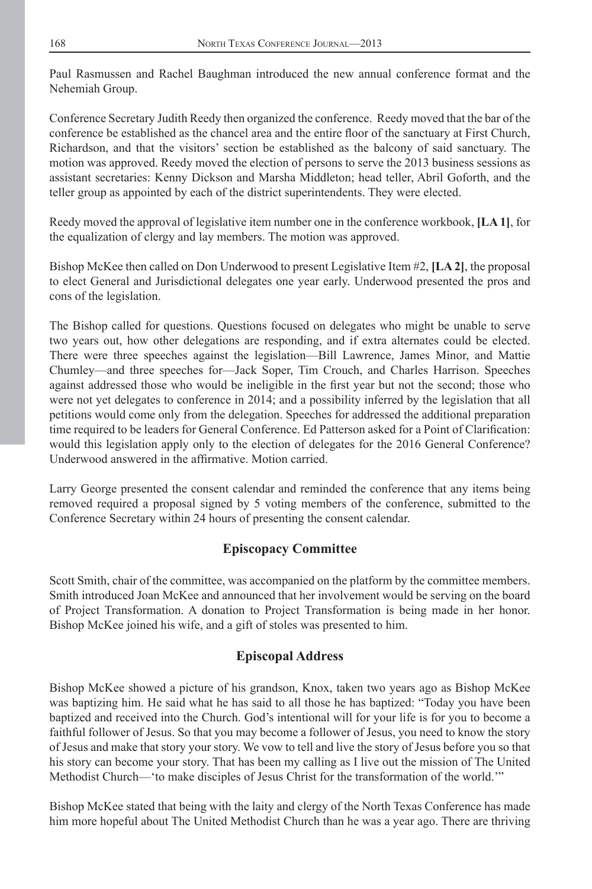Paul Rasmussen and Rachel Baughman introduced the new annual conference format and the Nehemiah Group.

Conference Secretary Judith Reedy then organized the conference. Reedy moved that the bar of the conference be established as the chancel area and the entire floor of the sanctuary at First Church, Richardson, and that the visitors' section be established as the balcony of said sanctuary. The motion was approved. Reedy moved the election of persons to serve the 2013 business sessions as assistant secretaries: Kenny Dickson and Marsha Middleton; head teller, Abril Goforth, and the teller group as appointed by each of the district superintendents. They were elected.

Reedy moved the approval of legislative item number one in the conference workbook, **[LA 1]**, for the equalization of clergy and lay members. The motion was approved.

Bishop McKee then called on Don Underwood to present Legislative Item #2, **[LA 2]**, the proposal to elect General and Jurisdictional delegates one year early. Underwood presented the pros and cons of the legislation.

The Bishop called for questions. Questions focused on delegates who might be unable to serve two years out, how other delegations are responding, and if extra alternates could be elected. There were three speeches against the legislation—Bill Lawrence, James Minor, and Mattie Chumley—and three speeches for—Jack Soper, Tim Crouch, and Charles Harrison. Speeches against addressed those who would be ineligible in the first year but not the second; those who were not yet delegates to conference in 2014; and a possibility inferred by the legislation that all petitions would come only from the delegation. Speeches for addressed the additional preparation time required to be leaders for General Conference. Ed Patterson asked for a Point of Clarification: would this legislation apply only to the election of delegates for the 2016 General Conference? Underwood answered in the affirmative. Motion carried.

Larry George presented the consent calendar and reminded the conference that any items being removed required a proposal signed by 5 voting members of the conference, submitted to the Conference Secretary within 24 hours of presenting the consent calendar.

## Episcopacy Committee

Scott Smith, chair of the committee, was accompanied on the platform by the committee members. Smith introduced Joan McKee and announced that her involvement would be serving on the board of Project Transformation. A donation to Project Transformation is being made in her honor. Bishop McKee joined his wife, and a gift of stoles was presented to him.

## Episcopal Address

Bishop McKee showed a picture of his grandson, Knox, taken two years ago as Bishop McKee was baptizing him. He said what he has said to all those he has baptized: "Today you have been baptized and received into the Church. God's intentional will for your life is for you to become a faithful follower of Jesus. So that you may become a follower of Jesus, you need to know the story of Jesus and make that story your story. We vow to tell and live the story of Jesus before you so that his story can become your story. That has been my calling as I live out the mission of The United Methodist Church—'to make disciples of Jesus Christ for the transformation of the world.'"

Bishop McKee stated that being with the laity and clergy of the North Texas Conference has made him more hopeful about The United Methodist Church than he was a year ago. There are thriving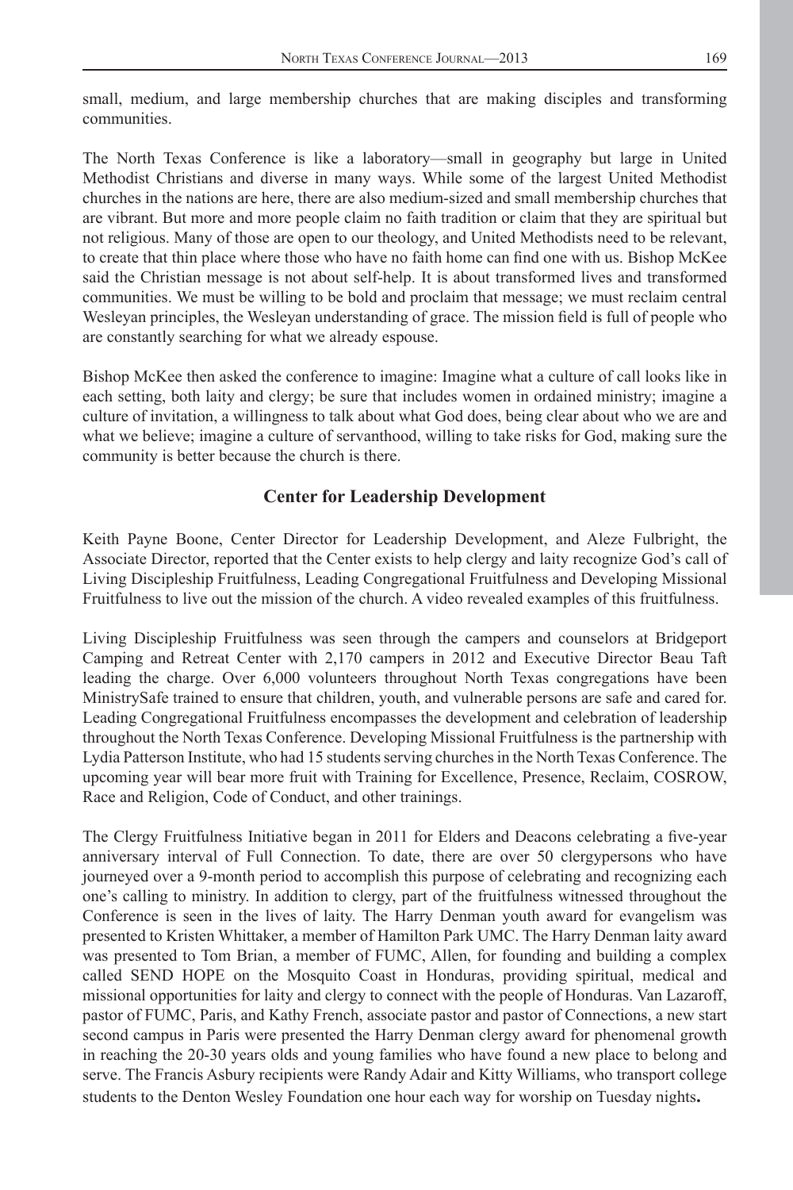small, medium, and large membership churches that are making disciples and transforming communities.

The North Texas Conference is like a laboratory—small in geography but large in United Methodist Christians and diverse in many ways. While some of the largest United Methodist churches in the nations are here, there are also medium-sized and small membership churches that are vibrant. But more and more people claim no faith tradition or claim that they are spiritual but not religious. Many of those are open to our theology, and United Methodists need to be relevant, to create that thin place where those who have no faith home can find one with us. Bishop McKee said the Christian message is not about self-help. It is about transformed lives and transformed communities. We must be willing to be bold and proclaim that message; we must reclaim central Wesleyan principles, the Wesleyan understanding of grace. The mission field is full of people who are constantly searching for what we already espouse.

Bishop McKee then asked the conference to imagine: Imagine what a culture of call looks like in each setting, both laity and clergy; be sure that includes women in ordained ministry; imagine a culture of invitation, a willingness to talk about what God does, being clear about who we are and what we believe; imagine a culture of servanthood, willing to take risks for God, making sure the community is better because the church is there.

## Center for Leadership Development

Keith Payne Boone, Center Director for Leadership Development, and Aleze Fulbright, the Associate Director, reported that the Center exists to help clergy and laity recognize God's call of Living Discipleship Fruitfulness, Leading Congregational Fruitfulness and Developing Missional Fruitfulness to live out the mission of the church. A video revealed examples of this fruitfulness.

Living Discipleship Fruitfulness was seen through the campers and counselors at Bridgeport Camping and Retreat Center with 2,170 campers in 2012 and Executive Director Beau Taft leading the charge. Over 6,000 volunteers throughout North Texas congregations have been MinistrySafe trained to ensure that children, youth, and vulnerable persons are safe and cared for. Leading Congregational Fruitfulness encompasses the development and celebration of leadership throughout the North Texas Conference. Developing Missional Fruitfulness is the partnership with Lydia Patterson Institute, who had 15 students serving churches in the North Texas Conference. The upcoming year will bear more fruit with Training for Excellence, Presence, Reclaim, COSROW, Race and Religion, Code of Conduct, and other trainings.

The Clergy Fruitfulness Initiative began in 2011 for Elders and Deacons celebrating a five-year anniversary interval of Full Connection. To date, there are over 50 clergypersons who have journeyed over a 9-month period to accomplish this purpose of celebrating and recognizing each one's calling to ministry. In addition to clergy, part of the fruitfulness witnessed throughout the Conference is seen in the lives of laity. The Harry Denman youth award for evangelism was presented to Kristen Whittaker, a member of Hamilton Park UMC. The Harry Denman laity award was presented to Tom Brian, a member of FUMC, Allen, for founding and building a complex called SEND HOPE on the Mosquito Coast in Honduras, providing spiritual, medical and missional opportunities for laity and clergy to connect with the people of Honduras. Van Lazaroff, pastor of FUMC, Paris, and Kathy French, associate pastor and pastor of Connections, a new start second campus in Paris were presented the Harry Denman clergy award for phenomenal growth in reaching the 20-30 years olds and young families who have found a new place to belong and serve. The Francis Asbury recipients were Randy Adair and Kitty Williams, who transport college students to the Denton Wesley Foundation one hour each way for worship on Tuesday nights**.**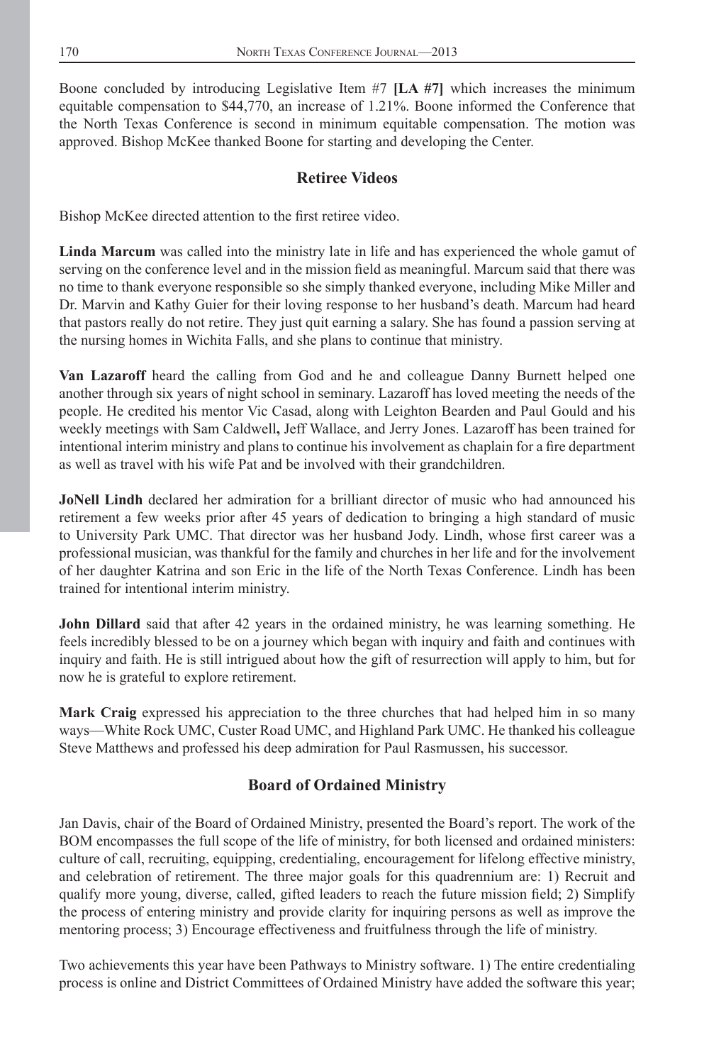Boone concluded by introducing Legislative Item #7 **[LA #7]** which increases the minimum equitable compensation to $44,770, an increase of 1.21%. Boone informed the Conference that the North Texas Conference is second in minimum equitable compensation. The motion was approved. Bishop McKee thanked Boone for starting and developing the Center.

## Retiree Videos

Bishop McKee directed attention to the first retiree video.

**Linda Marcum** was called into the ministry late in life and has experienced the whole gamut of serving on the conference level and in the mission field as meaningful. Marcum said that there was no time to thank everyone responsible so she simply thanked everyone, including Mike Miller and Dr. Marvin and Kathy Guier for their loving response to her husband's death. Marcum had heard that pastors really do not retire. They just quit earning a salary. She has found a passion serving at the nursing homes in Wichita Falls, and she plans to continue that ministry.

**Van Lazaroff** heard the calling from God and he and colleague Danny Burnett helped one another through six years of night school in seminary. Lazaroff has loved meeting the needs of the people. He credited his mentor Vic Casad, along with Leighton Bearden and Paul Gould and his weekly meetings with Sam Caldwell**,** Jeff Wallace, and Jerry Jones. Lazaroff has been trained for intentional interim ministry and plans to continue his involvement as chaplain for a fire department as well as travel with his wife Pat and be involved with their grandchildren.

**JoNell Lindh** declared her admiration for a brilliant director of music who had announced his retirement a few weeks prior after 45 years of dedication to bringing a high standard of music to University Park UMC. That director was her husband Jody. Lindh, whose first career was a professional musician, was thankful for the family and churches in her life and for the involvement of her daughter Katrina and son Eric in the life of the North Texas Conference. Lindh has been trained for intentional interim ministry.

**John Dillard** said that after 42 years in the ordained ministry, he was learning something. He feels incredibly blessed to be on a journey which began with inquiry and faith and continues with inquiry and faith. He is still intrigued about how the gift of resurrection will apply to him, but for now he is grateful to explore retirement.

**Mark Craig** expressed his appreciation to the three churches that had helped him in so many ways—White Rock UMC, Custer Road UMC, and Highland Park UMC. He thanked his colleague Steve Matthews and professed his deep admiration for Paul Rasmussen, his successor.

## Board of Ordained Ministry

Jan Davis, chair of the Board of Ordained Ministry, presented the Board's report. The work of the BOM encompasses the full scope of the life of ministry, for both licensed and ordained ministers: culture of call, recruiting, equipping, credentialing, encouragement for lifelong effective ministry, and celebration of retirement. The three major goals for this quadrennium are: 1) Recruit and qualify more young, diverse, called, gifted leaders to reach the future mission field; 2) Simplify the process of entering ministry and provide clarity for inquiring persons as well as improve the mentoring process; 3) Encourage effectiveness and fruitfulness through the life of ministry.

Two achievements this year have been Pathways to Ministry software. 1) The entire credentialing process is online and District Committees of Ordained Ministry have added the software this year;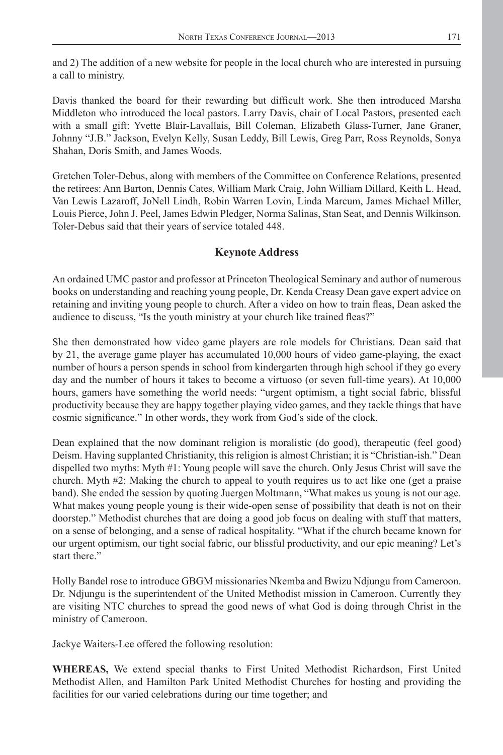and 2) The addition of a new website for people in the local church who are interested in pursuing a call to ministry.

Davis thanked the board for their rewarding but difficult work. She then introduced Marsha Middleton who introduced the local pastors. Larry Davis, chair of Local Pastors, presented each with a small gift: Yvette Blair-Lavallais, Bill Coleman, Elizabeth Glass-Turner, Jane Graner, Johnny "J.B." Jackson, Evelyn Kelly, Susan Leddy, Bill Lewis, Greg Parr, Ross Reynolds, Sonya Shahan, Doris Smith, and James Woods.

Gretchen Toler-Debus, along with members of the Committee on Conference Relations, presented the retirees: Ann Barton, Dennis Cates, William Mark Craig, John William Dillard, Keith L. Head, Van Lewis Lazaroff, JoNell Lindh, Robin Warren Lovin, Linda Marcum, James Michael Miller, Louis Pierce, John J. Peel, James Edwin Pledger, Norma Salinas, Stan Seat, and Dennis Wilkinson. Toler-Debus said that their years of service totaled 448.

## Keynote Address

An ordained UMC pastor and professor at Princeton Theological Seminary and author of numerous books on understanding and reaching young people, Dr. Kenda Creasy Dean gave expert advice on retaining and inviting young people to church. After a video on how to train fleas, Dean asked the audience to discuss, "Is the youth ministry at your church like trained fleas?"

She then demonstrated how video game players are role models for Christians. Dean said that by 21, the average game player has accumulated 10,000 hours of video game-playing, the exact number of hours a person spends in school from kindergarten through high school if they go every day and the number of hours it takes to become a virtuoso (or seven full-time years). At 10,000 hours, gamers have something the world needs: "urgent optimism, a tight social fabric, blissful productivity because they are happy together playing video games, and they tackle things that have cosmic significance." In other words, they work from God's side of the clock.

Dean explained that the now dominant religion is moralistic (do good), therapeutic (feel good) Deism. Having supplanted Christianity, this religion is almost Christian; it is "Christian-ish." Dean dispelled two myths: Myth #1: Young people will save the church. Only Jesus Christ will save the church. Myth #2: Making the church to appeal to youth requires us to act like one (get a praise band). She ended the session by quoting Juergen Moltmann, "What makes us young is not our age. What makes young people young is their wide-open sense of possibility that death is not on their doorstep." Methodist churches that are doing a good job focus on dealing with stuff that matters, on a sense of belonging, and a sense of radical hospitality. "What if the church became known for our urgent optimism, our tight social fabric, our blissful productivity, and our epic meaning? Let's start there."

Holly Bandel rose to introduce GBGM missionaries Nkemba and Bwizu Ndjungu from Cameroon. Dr. Ndjungu is the superintendent of the United Methodist mission in Cameroon. Currently they are visiting NTC churches to spread the good news of what God is doing through Christ in the ministry of Cameroon.

Jackye Waiters-Lee offered the following resolution:

**WHEREAS,** We extend special thanks to First United Methodist Richardson, First United Methodist Allen, and Hamilton Park United Methodist Churches for hosting and providing the facilities for our varied celebrations during our time together; and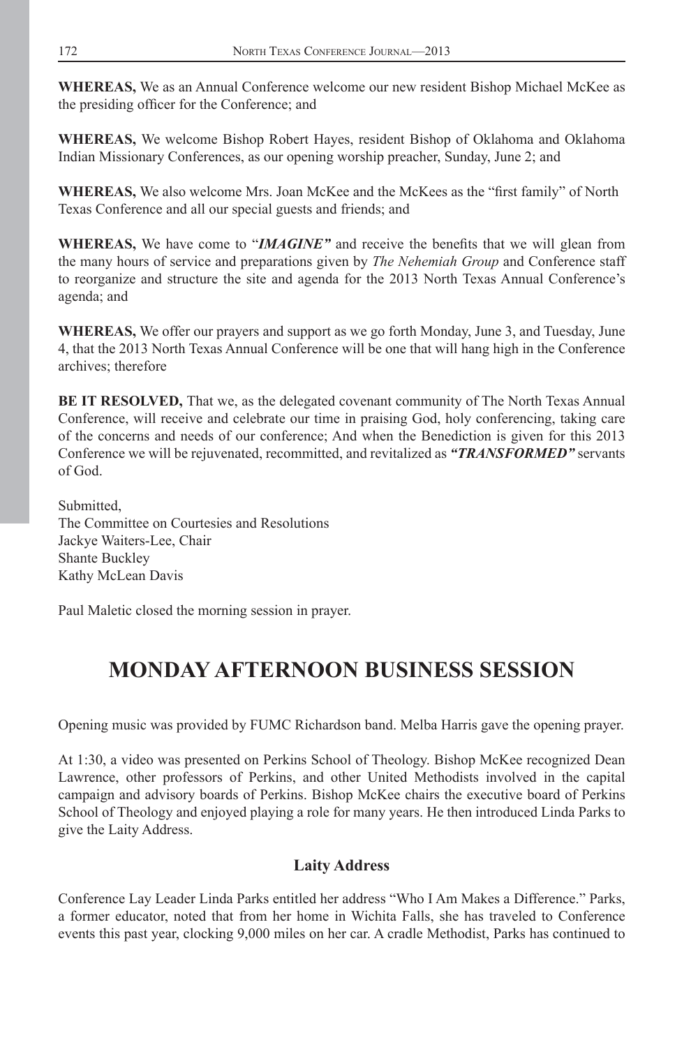**WHEREAS,** We as an Annual Conference welcome our new resident Bishop Michael McKee as the presiding officer for the Conference; and

**WHEREAS,** We welcome Bishop Robert Hayes, resident Bishop of Oklahoma and Oklahoma Indian Missionary Conferences, as our opening worship preacher, Sunday, June 2; and

**WHEREAS,** We also welcome Mrs. Joan McKee and the McKees as the "first family" of North Texas Conference and all our special guests and friends; and

**WHEREAS,** We have come to "***IMAGINE"*** and receive the benefits that we will glean from the many hours of service and preparations given by *The Nehemiah Group* and Conference staff to reorganize and structure the site and agenda for the 2013 North Texas Annual Conference's agenda; and

**WHEREAS,** We offer our prayers and support as we go forth Monday, June 3, and Tuesday, June 4, that the 2013 North Texas Annual Conference will be one that will hang high in the Conference archives; therefore

**BE IT RESOLVED,** That we, as the delegated covenant community of The North Texas Annual Conference, will receive and celebrate our time in praising God, holy conferencing, taking care of the concerns and needs of our conference; And when the Benediction is given for this 2013 Conference we will be rejuvenated, recommitted, and revitalized as ***"TRANSFORMED"*** servants of God.

Submitted,
The Committee on Courtesies and Resolutions
Jackye Waiters-Lee, Chair
Shante Buckley
Kathy McLean Davis

Paul Maletic closed the morning session in prayer.

# MONDAY AFTERNOON BUSINESS SESSION

Opening music was provided by FUMC Richardson band. Melba Harris gave the opening prayer.

At 1:30, a video was presented on Perkins School of Theology. Bishop McKee recognized Dean Lawrence, other professors of Perkins, and other United Methodists involved in the capital campaign and advisory boards of Perkins. Bishop McKee chairs the executive board of Perkins School of Theology and enjoyed playing a role for many years. He then introduced Linda Parks to give the Laity Address.

### Laity Address

Conference Lay Leader Linda Parks entitled her address "Who I Am Makes a Difference." Parks, a former educator, noted that from her home in Wichita Falls, she has traveled to Conference events this past year, clocking 9,000 miles on her car. A cradle Methodist, Parks has continued to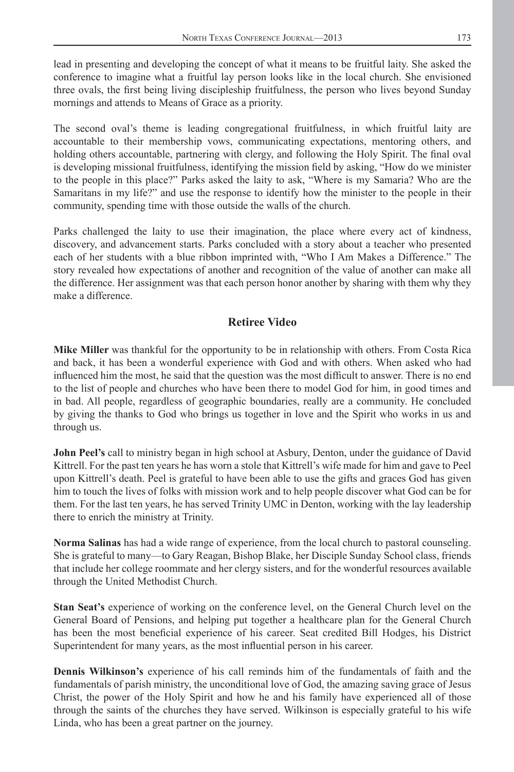lead in presenting and developing the concept of what it means to be fruitful laity. She asked the conference to imagine what a fruitful lay person looks like in the local church. She envisioned three ovals, the first being living discipleship fruitfulness, the person who lives beyond Sunday mornings and attends to Means of Grace as a priority.

The second oval's theme is leading congregational fruitfulness, in which fruitful laity are accountable to their membership vows, communicating expectations, mentoring others, and holding others accountable, partnering with clergy, and following the Holy Spirit. The final oval is developing missional fruitfulness, identifying the mission field by asking, "How do we minister to the people in this place?" Parks asked the laity to ask, "Where is my Samaria? Who are the Samaritans in my life?" and use the response to identify how the minister to the people in their community, spending time with those outside the walls of the church.

Parks challenged the laity to use their imagination, the place where every act of kindness, discovery, and advancement starts. Parks concluded with a story about a teacher who presented each of her students with a blue ribbon imprinted with, "Who I Am Makes a Difference." The story revealed how expectations of another and recognition of the value of another can make all the difference. Her assignment was that each person honor another by sharing with them why they make a difference.

## Retiree Video

**Mike Miller** was thankful for the opportunity to be in relationship with others. From Costa Rica and back, it has been a wonderful experience with God and with others. When asked who had influenced him the most, he said that the question was the most difficult to answer. There is no end to the list of people and churches who have been there to model God for him, in good times and in bad. All people, regardless of geographic boundaries, really are a community. He concluded by giving the thanks to God who brings us together in love and the Spirit who works in us and through us.

**John Peel's** call to ministry began in high school at Asbury, Denton, under the guidance of David Kittrell. For the past ten years he has worn a stole that Kittrell's wife made for him and gave to Peel upon Kittrell's death. Peel is grateful to have been able to use the gifts and graces God has given him to touch the lives of folks with mission work and to help people discover what God can be for them. For the last ten years, he has served Trinity UMC in Denton, working with the lay leadership there to enrich the ministry at Trinity.

**Norma Salinas** has had a wide range of experience, from the local church to pastoral counseling. She is grateful to many—to Gary Reagan, Bishop Blake, her Disciple Sunday School class, friends that include her college roommate and her clergy sisters, and for the wonderful resources available through the United Methodist Church.

**Stan Seat's** experience of working on the conference level, on the General Church level on the General Board of Pensions, and helping put together a healthcare plan for the General Church has been the most beneficial experience of his career. Seat credited Bill Hodges, his District Superintendent for many years, as the most influential person in his career.

**Dennis Wilkinson's** experience of his call reminds him of the fundamentals of faith and the fundamentals of parish ministry, the unconditional love of God, the amazing saving grace of Jesus Christ, the power of the Holy Spirit and how he and his family have experienced all of those through the saints of the churches they have served. Wilkinson is especially grateful to his wife Linda, who has been a great partner on the journey.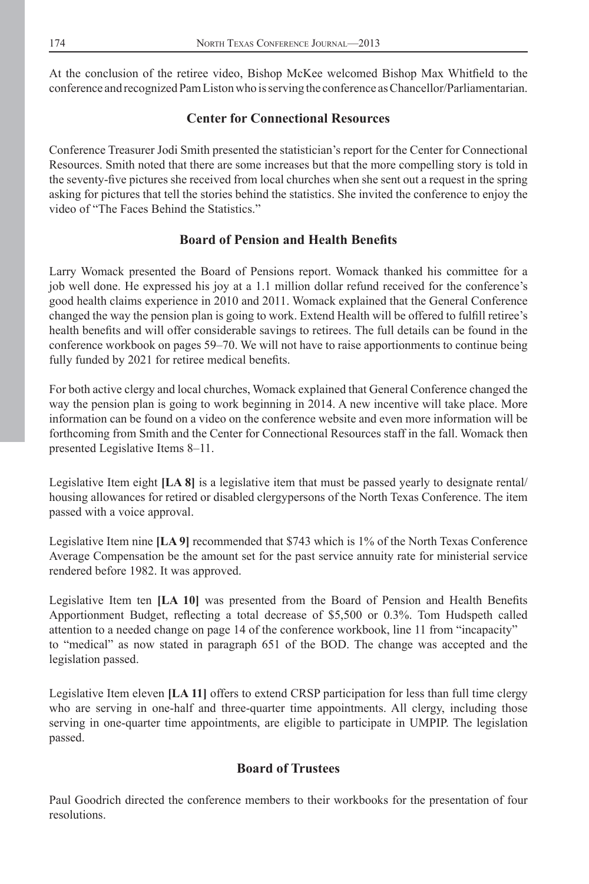At the conclusion of the retiree video, Bishop McKee welcomed Bishop Max Whitfield to the conference and recognized Pam Liston who is serving the conference as Chancellor/Parliamentarian.

## Center for Connectional Resources

Conference Treasurer Jodi Smith presented the statistician's report for the Center for Connectional Resources. Smith noted that there are some increases but that the more compelling story is told in the seventy-five pictures she received from local churches when she sent out a request in the spring asking for pictures that tell the stories behind the statistics. She invited the conference to enjoy the video of "The Faces Behind the Statistics."

## Board of Pension and Health Benefits

Larry Womack presented the Board of Pensions report. Womack thanked his committee for a job well done. He expressed his joy at a 1.1 million dollar refund received for the conference's good health claims experience in 2010 and 2011. Womack explained that the General Conference changed the way the pension plan is going to work. Extend Health will be offered to fulfill retiree's health benefits and will offer considerable savings to retirees. The full details can be found in the conference workbook on pages 59–70. We will not have to raise apportionments to continue being fully funded by 2021 for retiree medical benefits.

For both active clergy and local churches, Womack explained that General Conference changed the way the pension plan is going to work beginning in 2014. A new incentive will take place. More information can be found on a video on the conference website and even more information will be forthcoming from Smith and the Center for Connectional Resources staff in the fall. Womack then presented Legislative Items 8–11.

Legislative Item eight **[LA 8]** is a legislative item that must be passed yearly to designate rental/housing allowances for retired or disabled clergypersons of the North Texas Conference. The item passed with a voice approval.

Legislative Item nine **[LA 9]** recommended that $743 which is 1% of the North Texas Conference Average Compensation be the amount set for the past service annuity rate for ministerial service rendered before 1982. It was approved.

Legislative Item ten **[LA 10]** was presented from the Board of Pension and Health Benefits Apportionment Budget, reflecting a total decrease of $5,500 or 0.3%. Tom Hudspeth called attention to a needed change on page 14 of the conference workbook, line 11 from "incapacity" to "medical" as now stated in paragraph 651 of the BOD. The change was accepted and the legislation passed.

Legislative Item eleven **[LA 11]** offers to extend CRSP participation for less than full time clergy who are serving in one-half and three-quarter time appointments. All clergy, including those serving in one-quarter time appointments, are eligible to participate in UMPIP. The legislation passed.

## Board of Trustees

Paul Goodrich directed the conference members to their workbooks for the presentation of four resolutions.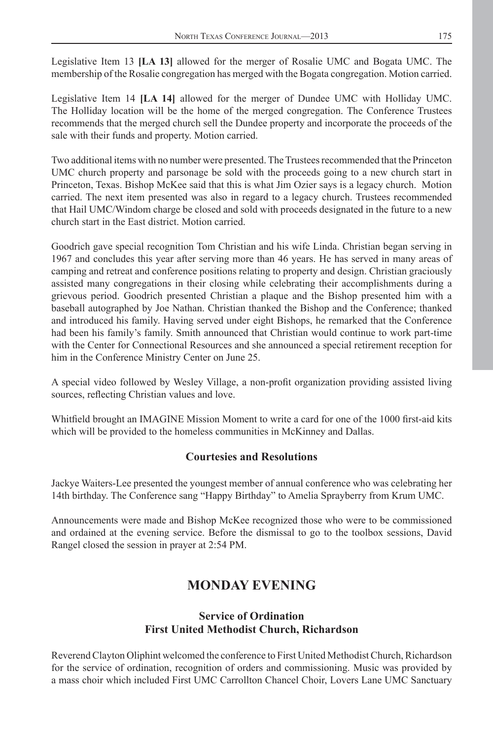Legislative Item 13 **[LA 13]** allowed for the merger of Rosalie UMC and Bogata UMC. The membership of the Rosalie congregation has merged with the Bogata congregation. Motion carried.

Legislative Item 14 **[LA 14]** allowed for the merger of Dundee UMC with Holliday UMC. The Holliday location will be the home of the merged congregation. The Conference Trustees recommends that the merged church sell the Dundee property and incorporate the proceeds of the sale with their funds and property. Motion carried.

Two additional items with no number were presented. The Trustees recommended that the Princeton UMC church property and parsonage be sold with the proceeds going to a new church start in Princeton, Texas. Bishop McKee said that this is what Jim Ozier says is a legacy church. Motion carried. The next item presented was also in regard to a legacy church. Trustees recommended that Hail UMC/Windom charge be closed and sold with proceeds designated in the future to a new church start in the East district. Motion carried.

Goodrich gave special recognition Tom Christian and his wife Linda. Christian began serving in 1967 and concludes this year after serving more than 46 years. He has served in many areas of camping and retreat and conference positions relating to property and design. Christian graciously assisted many congregations in their closing while celebrating their accomplishments during a grievous period. Goodrich presented Christian a plaque and the Bishop presented him with a baseball autographed by Joe Nathan. Christian thanked the Bishop and the Conference; thanked and introduced his family. Having served under eight Bishops, he remarked that the Conference had been his family's family. Smith announced that Christian would continue to work part-time with the Center for Connectional Resources and she announced a special retirement reception for him in the Conference Ministry Center on June 25.

A special video followed by Wesley Village, a non-profit organization providing assisted living sources, reflecting Christian values and love.

Whitfield brought an IMAGINE Mission Moment to write a card for one of the 1000 first-aid kits which will be provided to the homeless communities in McKinney and Dallas.

### Courtesies and Resolutions

Jackye Waiters-Lee presented the youngest member of annual conference who was celebrating her 14th birthday. The Conference sang "Happy Birthday" to Amelia Sprayberry from Krum UMC.

Announcements were made and Bishop McKee recognized those who were to be commissioned and ordained at the evening service. Before the dismissal to go to the toolbox sessions, David Rangel closed the session in prayer at 2:54 PM.

## MONDAY EVENING

### Service of Ordination
### First United Methodist Church, Richardson

Reverend Clayton Oliphint welcomed the conference to First United Methodist Church, Richardson for the service of ordination, recognition of orders and commissioning. Music was provided by a mass choir which included First UMC Carrollton Chancel Choir, Lovers Lane UMC Sanctuary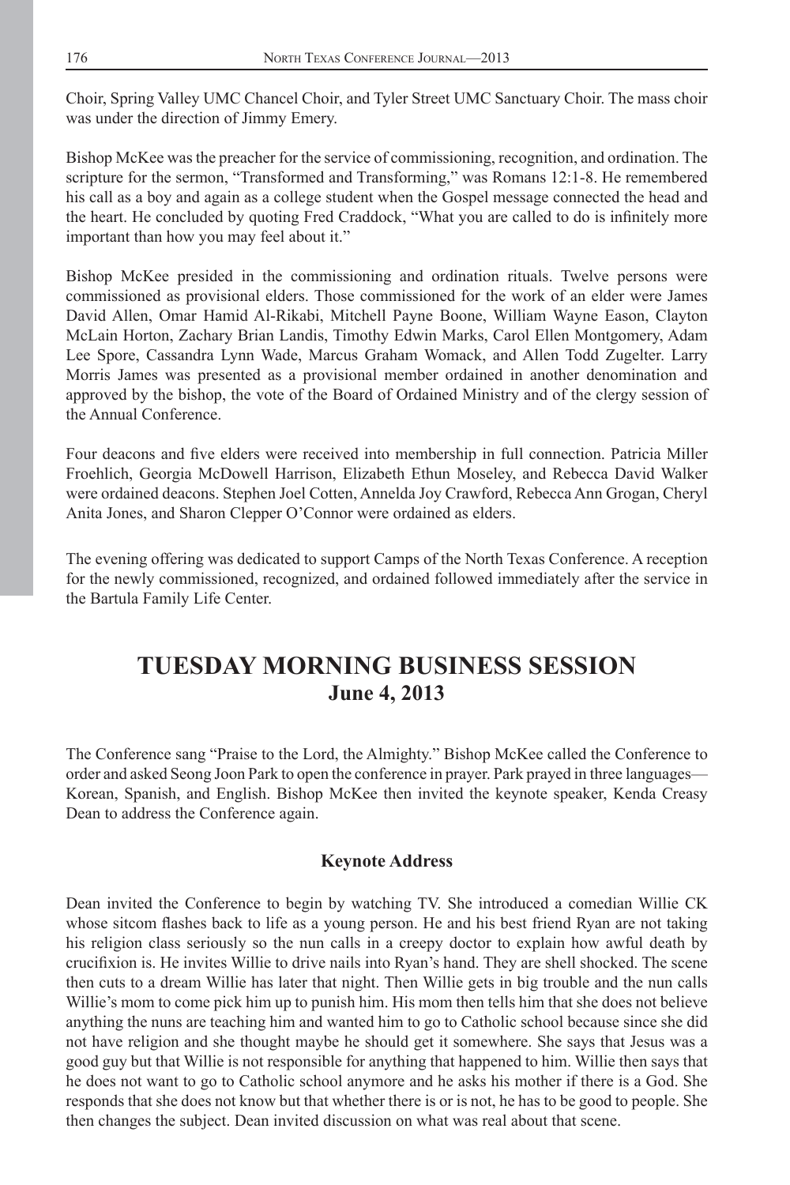Choir, Spring Valley UMC Chancel Choir, and Tyler Street UMC Sanctuary Choir. The mass choir was under the direction of Jimmy Emery.

Bishop McKee was the preacher for the service of commissioning, recognition, and ordination. The scripture for the sermon, "Transformed and Transforming," was Romans 12:1-8. He remembered his call as a boy and again as a college student when the Gospel message connected the head and the heart. He concluded by quoting Fred Craddock, "What you are called to do is infinitely more important than how you may feel about it."

Bishop McKee presided in the commissioning and ordination rituals. Twelve persons were commissioned as provisional elders. Those commissioned for the work of an elder were James David Allen, Omar Hamid Al-Rikabi, Mitchell Payne Boone, William Wayne Eason, Clayton McLain Horton, Zachary Brian Landis, Timothy Edwin Marks, Carol Ellen Montgomery, Adam Lee Spore, Cassandra Lynn Wade, Marcus Graham Womack, and Allen Todd Zugelter. Larry Morris James was presented as a provisional member ordained in another denomination and approved by the bishop, the vote of the Board of Ordained Ministry and of the clergy session of the Annual Conference.

Four deacons and five elders were received into membership in full connection. Patricia Miller Froehlich, Georgia McDowell Harrison, Elizabeth Ethun Moseley, and Rebecca David Walker were ordained deacons. Stephen Joel Cotten, Annelda Joy Crawford, Rebecca Ann Grogan, Cheryl Anita Jones, and Sharon Clepper O'Connor were ordained as elders.

The evening offering was dedicated to support Camps of the North Texas Conference. A reception for the newly commissioned, recognized, and ordained followed immediately after the service in the Bartula Family Life Center.

# TUESDAY MORNING BUSINESS SESSION
## June 4, 2013

The Conference sang "Praise to the Lord, the Almighty." Bishop McKee called the Conference to order and asked Seong Joon Park to open the conference in prayer. Park prayed in three languages—Korean, Spanish, and English. Bishop McKee then invited the keynote speaker, Kenda Creasy Dean to address the Conference again.

### Keynote Address

Dean invited the Conference to begin by watching TV. She introduced a comedian Willie CK whose sitcom flashes back to life as a young person. He and his best friend Ryan are not taking his religion class seriously so the nun calls in a creepy doctor to explain how awful death by crucifixion is. He invites Willie to drive nails into Ryan's hand. They are shell shocked. The scene then cuts to a dream Willie has later that night. Then Willie gets in big trouble and the nun calls Willie's mom to come pick him up to punish him. His mom then tells him that she does not believe anything the nuns are teaching him and wanted him to go to Catholic school because since she did not have religion and she thought maybe he should get it somewhere. She says that Jesus was a good guy but that Willie is not responsible for anything that happened to him. Willie then says that he does not want to go to Catholic school anymore and he asks his mother if there is a God. She responds that she does not know but that whether there is or is not, he has to be good to people. She then changes the subject. Dean invited discussion on what was real about that scene.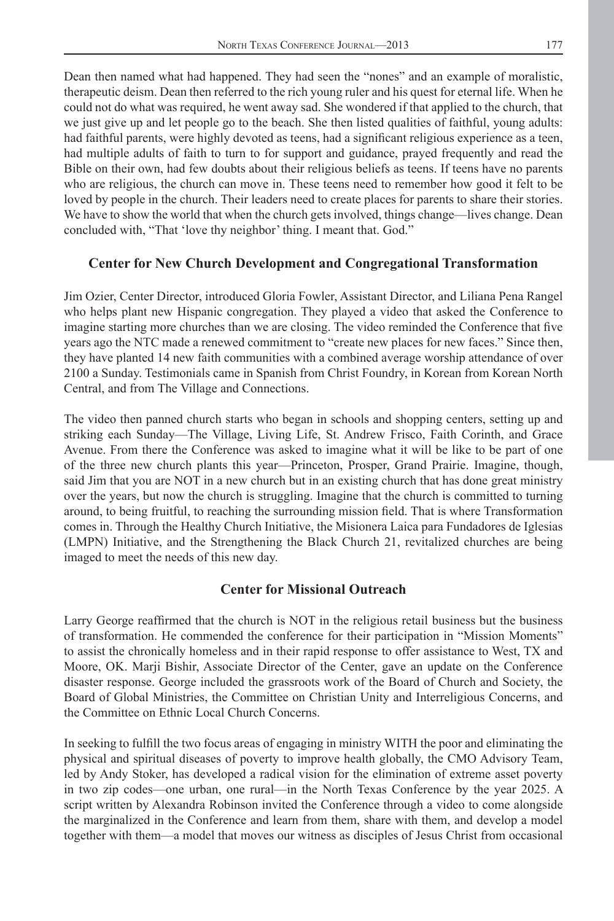Dean then named what had happened. They had seen the "nones" and an example of moralistic, therapeutic deism. Dean then referred to the rich young ruler and his quest for eternal life. When he could not do what was required, he went away sad. She wondered if that applied to the church, that we just give up and let people go to the beach. She then listed qualities of faithful, young adults: had faithful parents, were highly devoted as teens, had a significant religious experience as a teen, had multiple adults of faith to turn to for support and guidance, prayed frequently and read the Bible on their own, had few doubts about their religious beliefs as teens. If teens have no parents who are religious, the church can move in. These teens need to remember how good it felt to be loved by people in the church. Their leaders need to create places for parents to share their stories. We have to show the world that when the church gets involved, things change—lives change. Dean concluded with, "That 'love thy neighbor' thing. I meant that. God."

### Center for New Church Development and Congregational Transformation

Jim Ozier, Center Director, introduced Gloria Fowler, Assistant Director, and Liliana Pena Rangel who helps plant new Hispanic congregation. They played a video that asked the Conference to imagine starting more churches than we are closing. The video reminded the Conference that five years ago the NTC made a renewed commitment to "create new places for new faces." Since then, they have planted 14 new faith communities with a combined average worship attendance of over 2100 a Sunday. Testimonials came in Spanish from Christ Foundry, in Korean from Korean North Central, and from The Village and Connections.

The video then panned church starts who began in schools and shopping centers, setting up and striking each Sunday—The Village, Living Life, St. Andrew Frisco, Faith Corinth, and Grace Avenue. From there the Conference was asked to imagine what it will be like to be part of one of the three new church plants this year—Princeton, Prosper, Grand Prairie. Imagine, though, said Jim that you are NOT in a new church but in an existing church that has done great ministry over the years, but now the church is struggling. Imagine that the church is committed to turning around, to being fruitful, to reaching the surrounding mission field. That is where Transformation comes in. Through the Healthy Church Initiative, the Misionera Laica para Fundadores de Iglesias (LMPN) Initiative, and the Strengthening the Black Church 21, revitalized churches are being imaged to meet the needs of this new day.

### Center for Missional Outreach

Larry George reaffirmed that the church is NOT in the religious retail business but the business of transformation. He commended the conference for their participation in "Mission Moments" to assist the chronically homeless and in their rapid response to offer assistance to West, TX and Moore, OK. Marji Bishir, Associate Director of the Center, gave an update on the Conference disaster response. George included the grassroots work of the Board of Church and Society, the Board of Global Ministries, the Committee on Christian Unity and Interreligious Concerns, and the Committee on Ethnic Local Church Concerns.

In seeking to fulfill the two focus areas of engaging in ministry WITH the poor and eliminating the physical and spiritual diseases of poverty to improve health globally, the CMO Advisory Team, led by Andy Stoker, has developed a radical vision for the elimination of extreme asset poverty in two zip codes—one urban, one rural—in the North Texas Conference by the year 2025. A script written by Alexandra Robinson invited the Conference through a video to come alongside the marginalized in the Conference and learn from them, share with them, and develop a model together with them—a model that moves our witness as disciples of Jesus Christ from occasional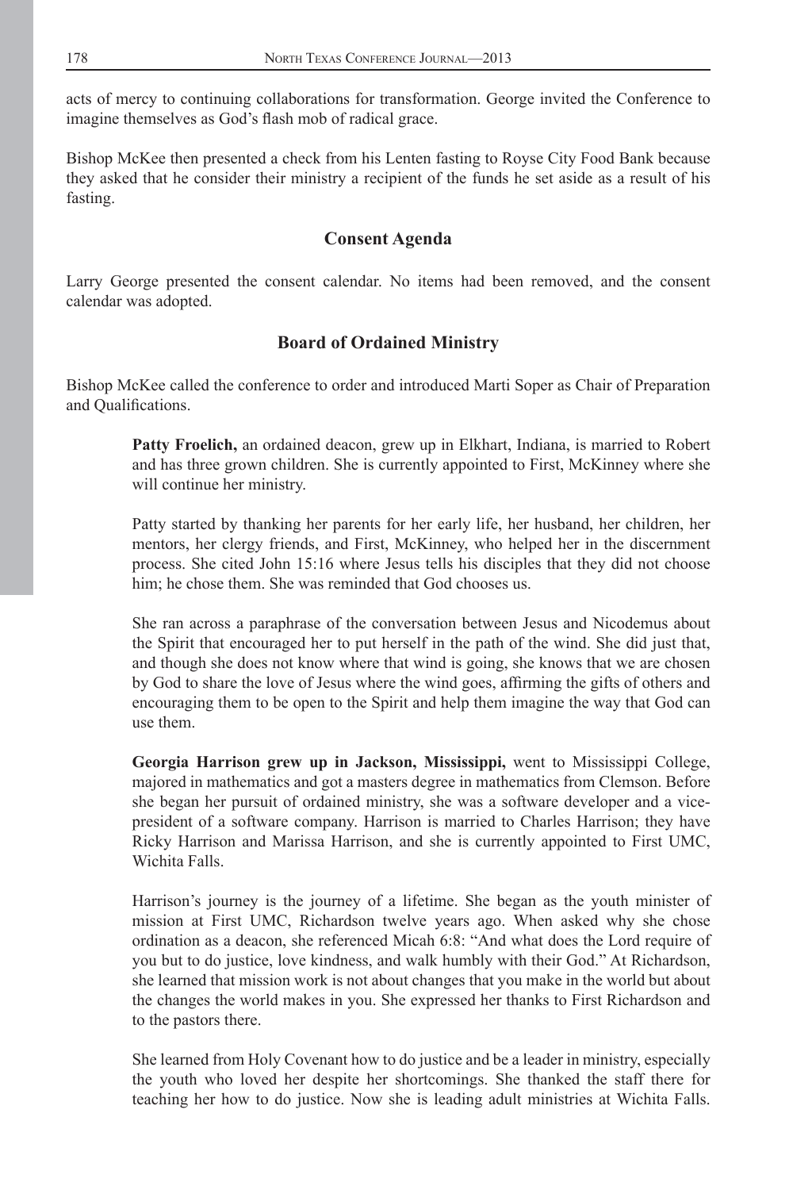acts of mercy to continuing collaborations for transformation. George invited the Conference to imagine themselves as God's flash mob of radical grace.

Bishop McKee then presented a check from his Lenten fasting to Royse City Food Bank because they asked that he consider their ministry a recipient of the funds he set aside as a result of his fasting.

## Consent Agenda

Larry George presented the consent calendar. No items had been removed, and the consent calendar was adopted.

## Board of Ordained Ministry

Bishop McKee called the conference to order and introduced Marti Soper as Chair of Preparation and Qualifications.

> **Patty Froelich,** an ordained deacon, grew up in Elkhart, Indiana, is married to Robert and has three grown children. She is currently appointed to First, McKinney where she will continue her ministry.
>
> Patty started by thanking her parents for her early life, her husband, her children, her mentors, her clergy friends, and First, McKinney, who helped her in the discernment process. She cited John 15:16 where Jesus tells his disciples that they did not choose him; he chose them. She was reminded that God chooses us.
>
> She ran across a paraphrase of the conversation between Jesus and Nicodemus about the Spirit that encouraged her to put herself in the path of the wind. She did just that, and though she does not know where that wind is going, she knows that we are chosen by God to share the love of Jesus where the wind goes, affirming the gifts of others and encouraging them to be open to the Spirit and help them imagine the way that God can use them.
>
> **Georgia Harrison grew up in Jackson, Mississippi,** went to Mississippi College, majored in mathematics and got a masters degree in mathematics from Clemson. Before she began her pursuit of ordained ministry, she was a software developer and a vice-president of a software company. Harrison is married to Charles Harrison; they have Ricky Harrison and Marissa Harrison, and she is currently appointed to First UMC, Wichita Falls.
>
> Harrison's journey is the journey of a lifetime. She began as the youth minister of mission at First UMC, Richardson twelve years ago. When asked why she chose ordination as a deacon, she referenced Micah 6:8: "And what does the Lord require of you but to do justice, love kindness, and walk humbly with their God." At Richardson, she learned that mission work is not about changes that you make in the world but about the changes the world makes in you. She expressed her thanks to First Richardson and to the pastors there.
>
> She learned from Holy Covenant how to do justice and be a leader in ministry, especially the youth who loved her despite her shortcomings. She thanked the staff there for teaching her how to do justice. Now she is leading adult ministries at Wichita Falls.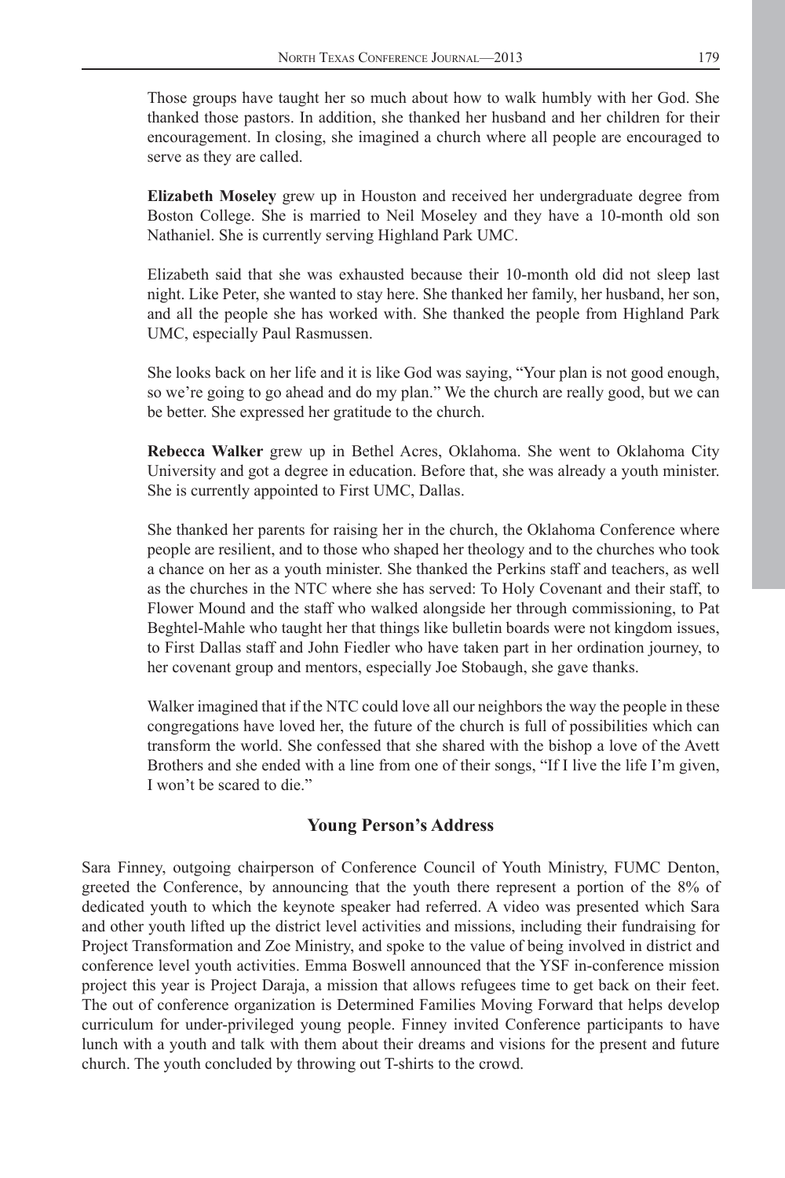Those groups have taught her so much about how to walk humbly with her God. She thanked those pastors. In addition, she thanked her husband and her children for their encouragement. In closing, she imagined a church where all people are encouraged to serve as they are called.

**Elizabeth Moseley** grew up in Houston and received her undergraduate degree from Boston College. She is married to Neil Moseley and they have a 10-month old son Nathaniel. She is currently serving Highland Park UMC.

Elizabeth said that she was exhausted because their 10-month old did not sleep last night. Like Peter, she wanted to stay here. She thanked her family, her husband, her son, and all the people she has worked with. She thanked the people from Highland Park UMC, especially Paul Rasmussen.

She looks back on her life and it is like God was saying, "Your plan is not good enough, so we're going to go ahead and do my plan." We the church are really good, but we can be better. She expressed her gratitude to the church.

**Rebecca Walker** grew up in Bethel Acres, Oklahoma. She went to Oklahoma City University and got a degree in education. Before that, she was already a youth minister. She is currently appointed to First UMC, Dallas.

She thanked her parents for raising her in the church, the Oklahoma Conference where people are resilient, and to those who shaped her theology and to the churches who took a chance on her as a youth minister. She thanked the Perkins staff and teachers, as well as the churches in the NTC where she has served: To Holy Covenant and their staff, to Flower Mound and the staff who walked alongside her through commissioning, to Pat Beghtel-Mahle who taught her that things like bulletin boards were not kingdom issues, to First Dallas staff and John Fiedler who have taken part in her ordination journey, to her covenant group and mentors, especially Joe Stobaugh, she gave thanks.

Walker imagined that if the NTC could love all our neighbors the way the people in these congregations have loved her, the future of the church is full of possibilities which can transform the world. She confessed that she shared with the bishop a love of the Avett Brothers and she ended with a line from one of their songs, "If I live the life I'm given, I won't be scared to die."

## Young Person's Address

Sara Finney, outgoing chairperson of Conference Council of Youth Ministry, FUMC Denton, greeted the Conference, by announcing that the youth there represent a portion of the 8% of dedicated youth to which the keynote speaker had referred. A video was presented which Sara and other youth lifted up the district level activities and missions, including their fundraising for Project Transformation and Zoe Ministry, and spoke to the value of being involved in district and conference level youth activities. Emma Boswell announced that the YSF in-conference mission project this year is Project Daraja, a mission that allows refugees time to get back on their feet. The out of conference organization is Determined Families Moving Forward that helps develop curriculum for under-privileged young people. Finney invited Conference participants to have lunch with a youth and talk with them about their dreams and visions for the present and future church. The youth concluded by throwing out T-shirts to the crowd.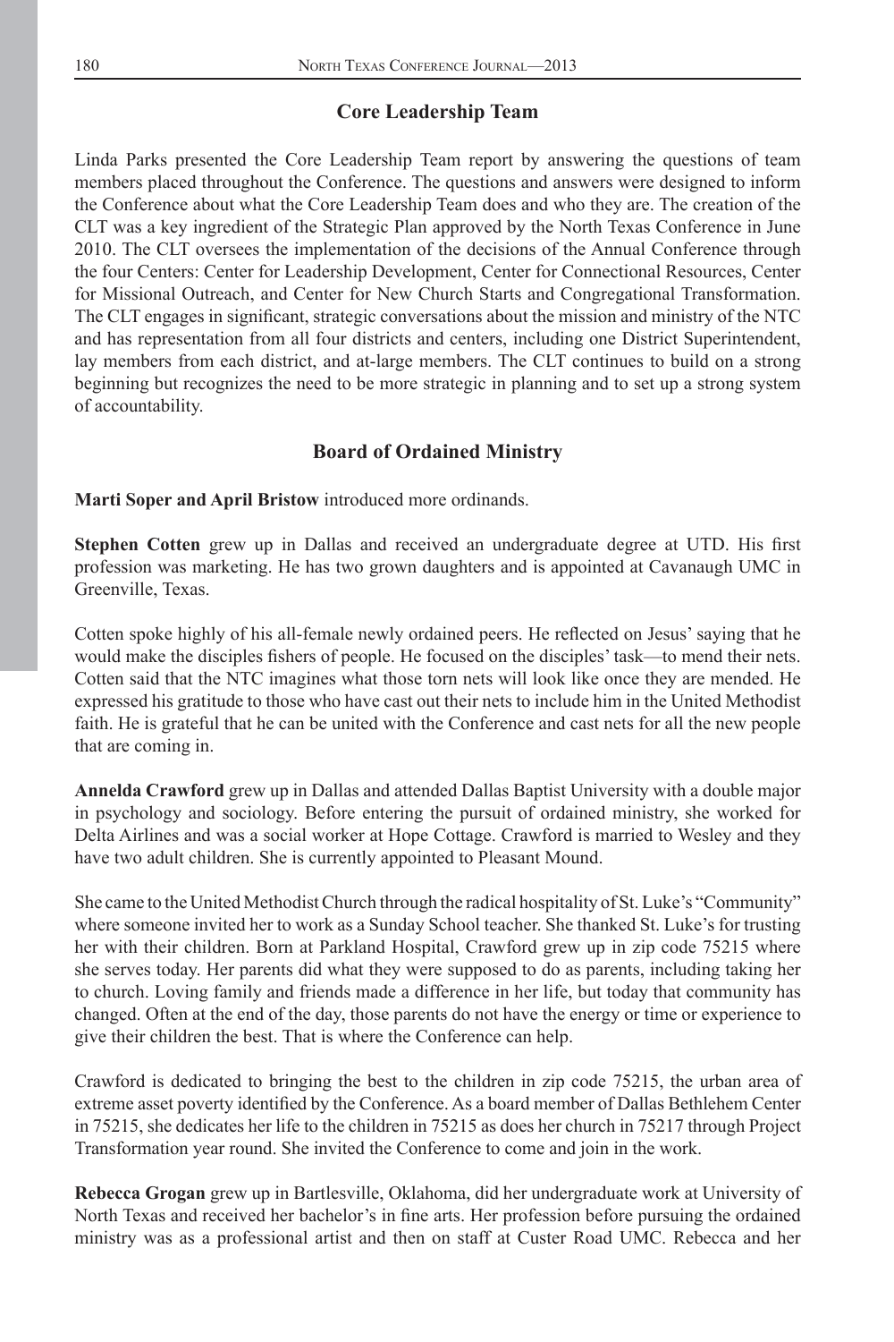## Core Leadership Team

Linda Parks presented the Core Leadership Team report by answering the questions of team members placed throughout the Conference. The questions and answers were designed to inform the Conference about what the Core Leadership Team does and who they are. The creation of the CLT was a key ingredient of the Strategic Plan approved by the North Texas Conference in June 2010. The CLT oversees the implementation of the decisions of the Annual Conference through the four Centers: Center for Leadership Development, Center for Connectional Resources, Center for Missional Outreach, and Center for New Church Starts and Congregational Transformation. The CLT engages in significant, strategic conversations about the mission and ministry of the NTC and has representation from all four districts and centers, including one District Superintendent, lay members from each district, and at-large members. The CLT continues to build on a strong beginning but recognizes the need to be more strategic in planning and to set up a strong system of accountability.

## Board of Ordained Ministry

**Marti Soper and April Bristow** introduced more ordinands.

**Stephen Cotten** grew up in Dallas and received an undergraduate degree at UTD. His first profession was marketing. He has two grown daughters and is appointed at Cavanaugh UMC in Greenville, Texas.

Cotten spoke highly of his all-female newly ordained peers. He reflected on Jesus' saying that he would make the disciples fishers of people. He focused on the disciples' task—to mend their nets. Cotten said that the NTC imagines what those torn nets will look like once they are mended. He expressed his gratitude to those who have cast out their nets to include him in the United Methodist faith. He is grateful that he can be united with the Conference and cast nets for all the new people that are coming in.

**Annelda Crawford** grew up in Dallas and attended Dallas Baptist University with a double major in psychology and sociology. Before entering the pursuit of ordained ministry, she worked for Delta Airlines and was a social worker at Hope Cottage. Crawford is married to Wesley and they have two adult children. She is currently appointed to Pleasant Mound.

She came to the United Methodist Church through the radical hospitality of St. Luke's "Community" where someone invited her to work as a Sunday School teacher. She thanked St. Luke's for trusting her with their children. Born at Parkland Hospital, Crawford grew up in zip code 75215 where she serves today. Her parents did what they were supposed to do as parents, including taking her to church. Loving family and friends made a difference in her life, but today that community has changed. Often at the end of the day, those parents do not have the energy or time or experience to give their children the best. That is where the Conference can help.

Crawford is dedicated to bringing the best to the children in zip code 75215, the urban area of extreme asset poverty identified by the Conference. As a board member of Dallas Bethlehem Center in 75215, she dedicates her life to the children in 75215 as does her church in 75217 through Project Transformation year round. She invited the Conference to come and join in the work.

**Rebecca Grogan** grew up in Bartlesville, Oklahoma, did her undergraduate work at University of North Texas and received her bachelor's in fine arts. Her profession before pursuing the ordained ministry was as a professional artist and then on staff at Custer Road UMC. Rebecca and her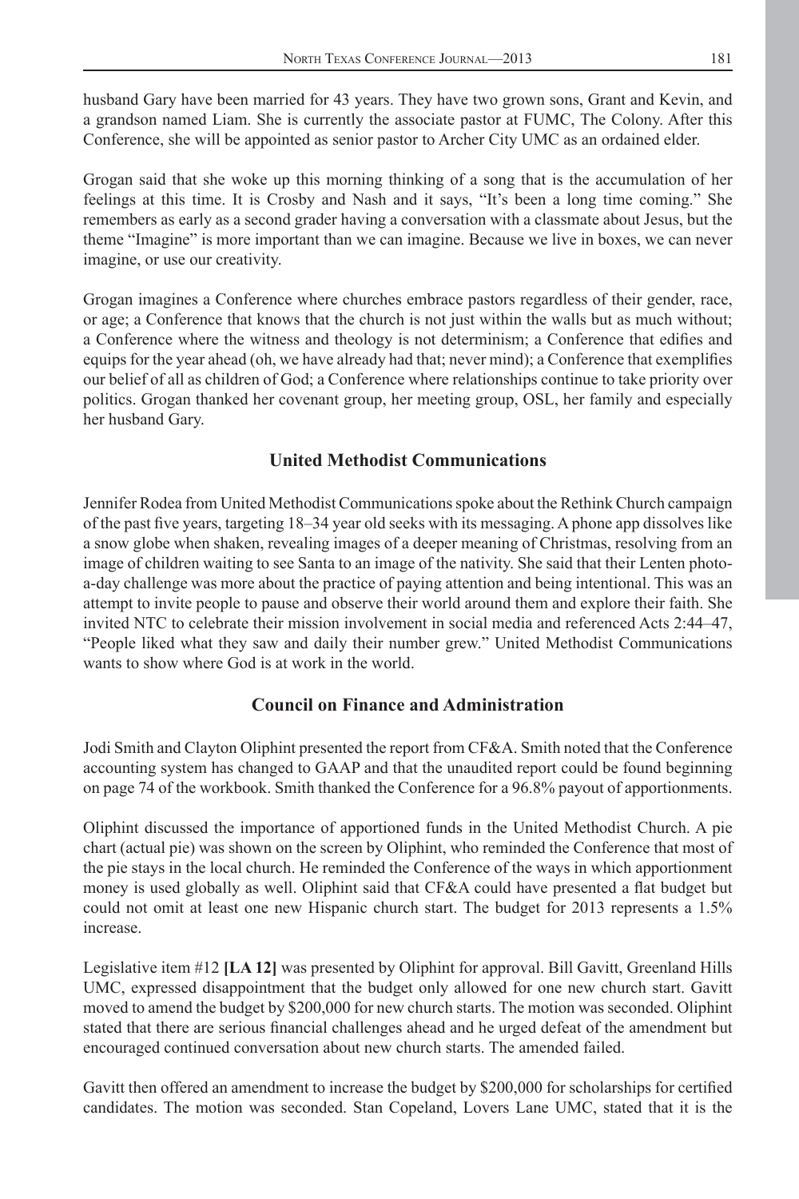husband Gary have been married for 43 years. They have two grown sons, Grant and Kevin, and a grandson named Liam. She is currently the associate pastor at FUMC, The Colony. After this Conference, she will be appointed as senior pastor to Archer City UMC as an ordained elder.

Grogan said that she woke up this morning thinking of a song that is the accumulation of her feelings at this time. It is Crosby and Nash and it says, "It's been a long time coming." She remembers as early as a second grader having a conversation with a classmate about Jesus, but the theme "Imagine" is more important than we can imagine. Because we live in boxes, we can never imagine, or use our creativity.

Grogan imagines a Conference where churches embrace pastors regardless of their gender, race, or age; a Conference that knows that the church is not just within the walls but as much without; a Conference where the witness and theology is not determinism; a Conference that edifies and equips for the year ahead (oh, we have already had that; never mind); a Conference that exemplifies our belief of all as children of God; a Conference where relationships continue to take priority over politics. Grogan thanked her covenant group, her meeting group, OSL, her family and especially her husband Gary.

## United Methodist Communications

Jennifer Rodea from United Methodist Communications spoke about the Rethink Church campaign of the past five years, targeting 18–34 year old seeks with its messaging. A phone app dissolves like a snow globe when shaken, revealing images of a deeper meaning of Christmas, resolving from an image of children waiting to see Santa to an image of the nativity. She said that their Lenten photo-a-day challenge was more about the practice of paying attention and being intentional. This was an attempt to invite people to pause and observe their world around them and explore their faith. She invited NTC to celebrate their mission involvement in social media and referenced Acts 2:44–47, "People liked what they saw and daily their number grew." United Methodist Communications wants to show where God is at work in the world.

## Council on Finance and Administration

Jodi Smith and Clayton Oliphint presented the report from CF&A. Smith noted that the Conference accounting system has changed to GAAP and that the unaudited report could be found beginning on page 74 of the workbook. Smith thanked the Conference for a 96.8% payout of apportionments.

Oliphint discussed the importance of apportioned funds in the United Methodist Church. A pie chart (actual pie) was shown on the screen by Oliphint, who reminded the Conference that most of the pie stays in the local church. He reminded the Conference of the ways in which apportionment money is used globally as well. Oliphint said that CF&A could have presented a flat budget but could not omit at least one new Hispanic church start. The budget for 2013 represents a 1.5% increase.

Legislative item #12 **[LA 12]** was presented by Oliphint for approval. Bill Gavitt, Greenland Hills UMC, expressed disappointment that the budget only allowed for one new church start. Gavitt moved to amend the budget by $200,000 for new church starts. The motion was seconded. Oliphint stated that there are serious financial challenges ahead and he urged defeat of the amendment but encouraged continued conversation about new church starts. The amended failed.

Gavitt then offered an amendment to increase the budget by $200,000 for scholarships for certified candidates. The motion was seconded. Stan Copeland, Lovers Lane UMC, stated that it is the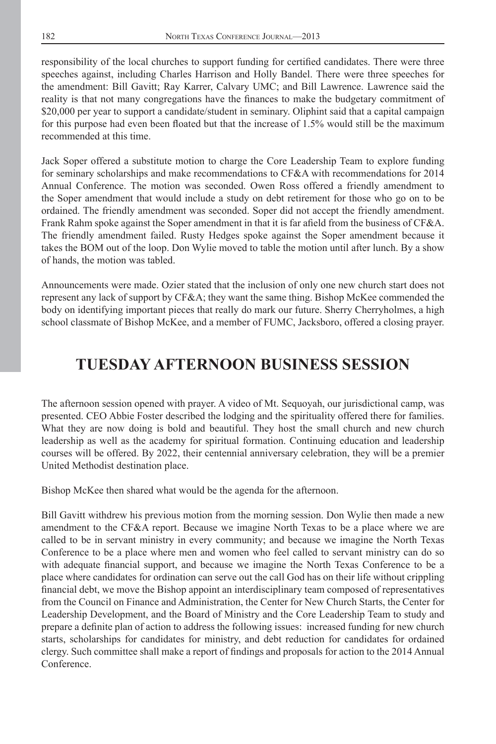responsibility of the local churches to support funding for certified candidates. There were three speeches against, including Charles Harrison and Holly Bandel. There were three speeches for the amendment: Bill Gavitt; Ray Karrer, Calvary UMC; and Bill Lawrence. Lawrence said the reality is that not many congregations have the finances to make the budgetary commitment of \$20,000 per year to support a candidate/student in seminary. Oliphint said that a capital campaign for this purpose had even been floated but that the increase of 1.5% would still be the maximum recommended at this time.

Jack Soper offered a substitute motion to charge the Core Leadership Team to explore funding for seminary scholarships and make recommendations to CF&A with recommendations for 2014 Annual Conference. The motion was seconded. Owen Ross offered a friendly amendment to the Soper amendment that would include a study on debt retirement for those who go on to be ordained. The friendly amendment was seconded. Soper did not accept the friendly amendment. Frank Rahm spoke against the Soper amendment in that it is far afield from the business of CF&A. The friendly amendment failed. Rusty Hedges spoke against the Soper amendment because it takes the BOM out of the loop. Don Wylie moved to table the motion until after lunch. By a show of hands, the motion was tabled.

Announcements were made. Ozier stated that the inclusion of only one new church start does not represent any lack of support by CF&A; they want the same thing. Bishop McKee commended the body on identifying important pieces that really do mark our future. Sherry Cherryholmes, a high school classmate of Bishop McKee, and a member of FUMC, Jacksboro, offered a closing prayer.

# TUESDAY AFTERNOON BUSINESS SESSION

The afternoon session opened with prayer. A video of Mt. Sequoyah, our jurisdictional camp, was presented. CEO Abbie Foster described the lodging and the spirituality offered there for families. What they are now doing is bold and beautiful. They host the small church and new church leadership as well as the academy for spiritual formation. Continuing education and leadership courses will be offered. By 2022, their centennial anniversary celebration, they will be a premier United Methodist destination place.

Bishop McKee then shared what would be the agenda for the afternoon.

Bill Gavitt withdrew his previous motion from the morning session. Don Wylie then made a new amendment to the CF&A report. Because we imagine North Texas to be a place where we are called to be in servant ministry in every community; and because we imagine the North Texas Conference to be a place where men and women who feel called to servant ministry can do so with adequate financial support, and because we imagine the North Texas Conference to be a place where candidates for ordination can serve out the call God has on their life without crippling financial debt, we move the Bishop appoint an interdisciplinary team composed of representatives from the Council on Finance and Administration, the Center for New Church Starts, the Center for Leadership Development, and the Board of Ministry and the Core Leadership Team to study and prepare a definite plan of action to address the following issues: increased funding for new church starts, scholarships for candidates for ministry, and debt reduction for candidates for ordained clergy. Such committee shall make a report of findings and proposals for action to the 2014 Annual Conference.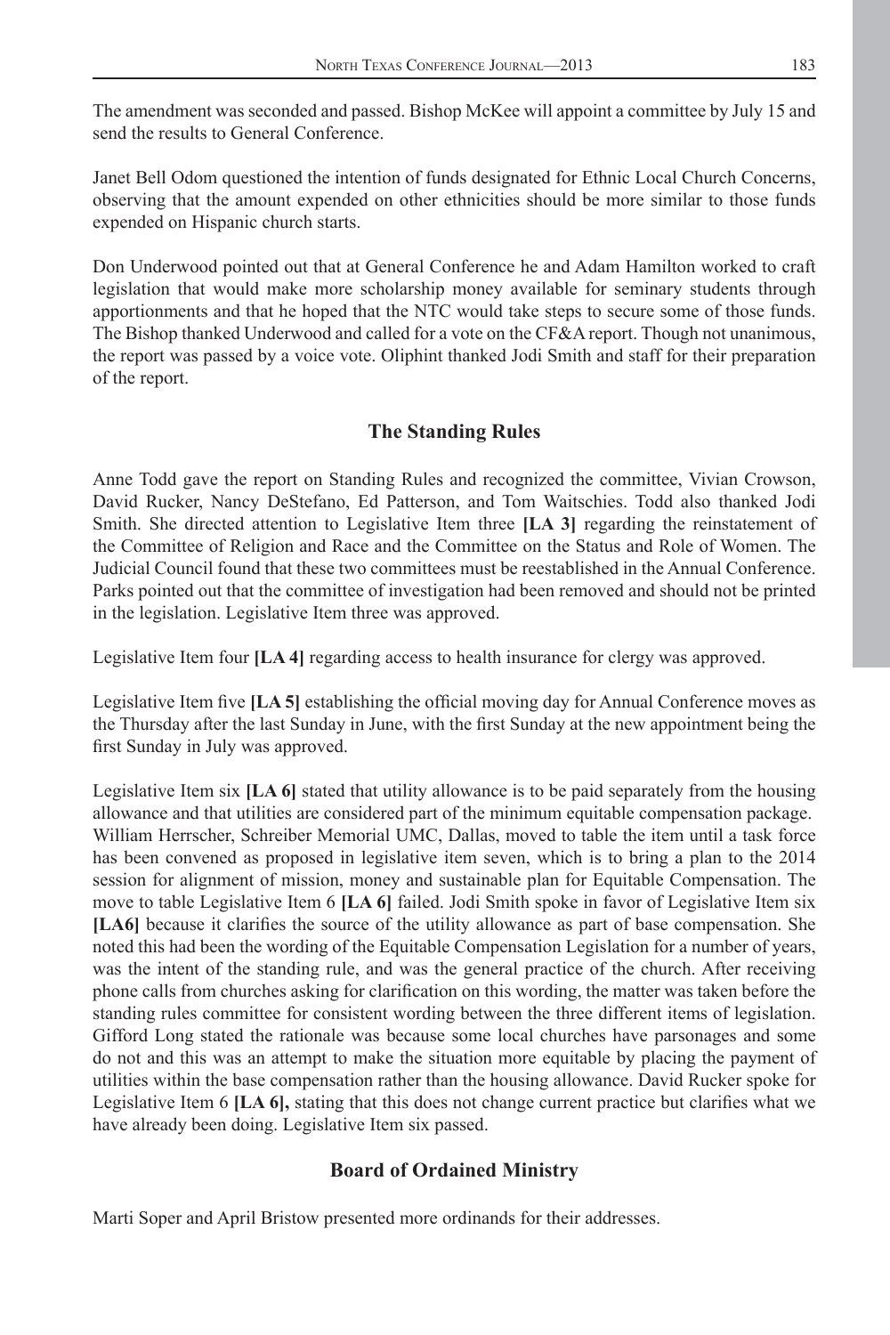The amendment was seconded and passed. Bishop McKee will appoint a committee by July 15 and send the results to General Conference.

Janet Bell Odom questioned the intention of funds designated for Ethnic Local Church Concerns, observing that the amount expended on other ethnicities should be more similar to those funds expended on Hispanic church starts.

Don Underwood pointed out that at General Conference he and Adam Hamilton worked to craft legislation that would make more scholarship money available for seminary students through apportionments and that he hoped that the NTC would take steps to secure some of those funds. The Bishop thanked Underwood and called for a vote on the CF&A report. Though not unanimous, the report was passed by a voice vote. Oliphint thanked Jodi Smith and staff for their preparation of the report.

## The Standing Rules

Anne Todd gave the report on Standing Rules and recognized the committee, Vivian Crowson, David Rucker, Nancy DeStefano, Ed Patterson, and Tom Waitschies. Todd also thanked Jodi Smith. She directed attention to Legislative Item three **[LA 3]** regarding the reinstatement of the Committee of Religion and Race and the Committee on the Status and Role of Women. The Judicial Council found that these two committees must be reestablished in the Annual Conference. Parks pointed out that the committee of investigation had been removed and should not be printed in the legislation. Legislative Item three was approved.

Legislative Item four **[LA 4]** regarding access to health insurance for clergy was approved.

Legislative Item five **[LA 5]** establishing the official moving day for Annual Conference moves as the Thursday after the last Sunday in June, with the first Sunday at the new appointment being the first Sunday in July was approved.

Legislative Item six **[LA 6]** stated that utility allowance is to be paid separately from the housing allowance and that utilities are considered part of the minimum equitable compensation package. William Herrscher, Schreiber Memorial UMC, Dallas, moved to table the item until a task force has been convened as proposed in legislative item seven, which is to bring a plan to the 2014 session for alignment of mission, money and sustainable plan for Equitable Compensation. The move to table Legislative Item 6 **[LA 6]** failed. Jodi Smith spoke in favor of Legislative Item six **[LA6]** because it clarifies the source of the utility allowance as part of base compensation. She noted this had been the wording of the Equitable Compensation Legislation for a number of years, was the intent of the standing rule, and was the general practice of the church. After receiving phone calls from churches asking for clarification on this wording, the matter was taken before the standing rules committee for consistent wording between the three different items of legislation. Gifford Long stated the rationale was because some local churches have parsonages and some do not and this was an attempt to make the situation more equitable by placing the payment of utilities within the base compensation rather than the housing allowance. David Rucker spoke for Legislative Item 6 **[LA 6],** stating that this does not change current practice but clarifies what we have already been doing. Legislative Item six passed.

## Board of Ordained Ministry

Marti Soper and April Bristow presented more ordinands for their addresses.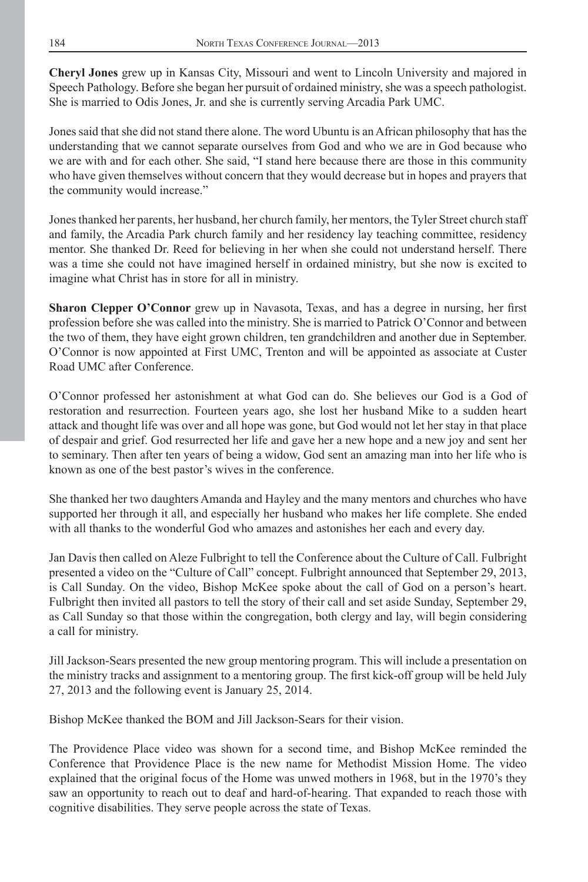**Cheryl Jones** grew up in Kansas City, Missouri and went to Lincoln University and majored in Speech Pathology. Before she began her pursuit of ordained ministry, she was a speech pathologist. She is married to Odis Jones, Jr. and she is currently serving Arcadia Park UMC.

Jones said that she did not stand there alone. The word Ubuntu is an African philosophy that has the understanding that we cannot separate ourselves from God and who we are in God because who we are with and for each other. She said, "I stand here because there are those in this community who have given themselves without concern that they would decrease but in hopes and prayers that the community would increase."

Jones thanked her parents, her husband, her church family, her mentors, the Tyler Street church staff and family, the Arcadia Park church family and her residency lay teaching committee, residency mentor. She thanked Dr. Reed for believing in her when she could not understand herself. There was a time she could not have imagined herself in ordained ministry, but she now is excited to imagine what Christ has in store for all in ministry.

**Sharon Clepper O'Connor** grew up in Navasota, Texas, and has a degree in nursing, her first profession before she was called into the ministry. She is married to Patrick O'Connor and between the two of them, they have eight grown children, ten grandchildren and another due in September. O'Connor is now appointed at First UMC, Trenton and will be appointed as associate at Custer Road UMC after Conference.

O'Connor professed her astonishment at what God can do. She believes our God is a God of restoration and resurrection. Fourteen years ago, she lost her husband Mike to a sudden heart attack and thought life was over and all hope was gone, but God would not let her stay in that place of despair and grief. God resurrected her life and gave her a new hope and a new joy and sent her to seminary. Then after ten years of being a widow, God sent an amazing man into her life who is known as one of the best pastor's wives in the conference.

She thanked her two daughters Amanda and Hayley and the many mentors and churches who have supported her through it all, and especially her husband who makes her life complete. She ended with all thanks to the wonderful God who amazes and astonishes her each and every day.

Jan Davis then called on Aleze Fulbright to tell the Conference about the Culture of Call. Fulbright presented a video on the "Culture of Call" concept. Fulbright announced that September 29, 2013, is Call Sunday. On the video, Bishop McKee spoke about the call of God on a person's heart. Fulbright then invited all pastors to tell the story of their call and set aside Sunday, September 29, as Call Sunday so that those within the congregation, both clergy and lay, will begin considering a call for ministry.

Jill Jackson-Sears presented the new group mentoring program. This will include a presentation on the ministry tracks and assignment to a mentoring group. The first kick-off group will be held July 27, 2013 and the following event is January 25, 2014.

Bishop McKee thanked the BOM and Jill Jackson-Sears for their vision.

The Providence Place video was shown for a second time, and Bishop McKee reminded the Conference that Providence Place is the new name for Methodist Mission Home. The video explained that the original focus of the Home was unwed mothers in 1968, but in the 1970's they saw an opportunity to reach out to deaf and hard-of-hearing. That expanded to reach those with cognitive disabilities. They serve people across the state of Texas.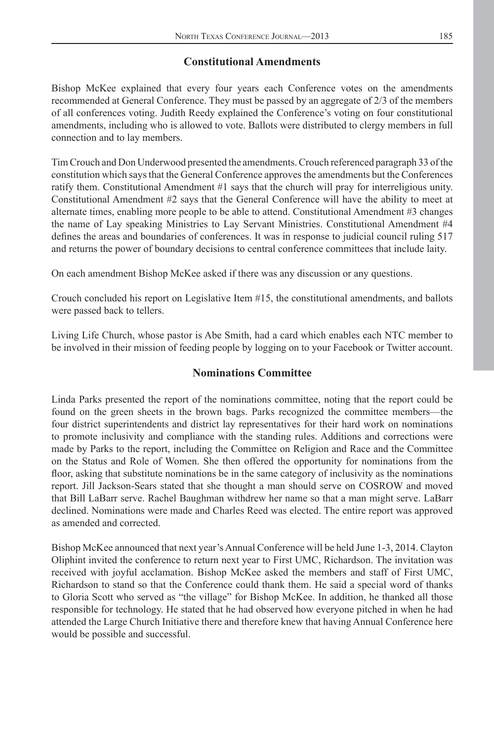## Constitutional Amendments

Bishop McKee explained that every four years each Conference votes on the amendments recommended at General Conference. They must be passed by an aggregate of 2/3 of the members of all conferences voting. Judith Reedy explained the Conference's voting on four constitutional amendments, including who is allowed to vote. Ballots were distributed to clergy members in full connection and to lay members.

Tim Crouch and Don Underwood presented the amendments. Crouch referenced paragraph 33 of the constitution which says that the General Conference approves the amendments but the Conferences ratify them. Constitutional Amendment #1 says that the church will pray for interreligious unity. Constitutional Amendment #2 says that the General Conference will have the ability to meet at alternate times, enabling more people to be able to attend. Constitutional Amendment #3 changes the name of Lay speaking Ministries to Lay Servant Ministries. Constitutional Amendment #4 defines the areas and boundaries of conferences. It was in response to judicial council ruling 517 and returns the power of boundary decisions to central conference committees that include laity.

On each amendment Bishop McKee asked if there was any discussion or any questions.

Crouch concluded his report on Legislative Item #15, the constitutional amendments, and ballots were passed back to tellers.

Living Life Church, whose pastor is Abe Smith, had a card which enables each NTC member to be involved in their mission of feeding people by logging on to your Facebook or Twitter account.

## Nominations Committee

Linda Parks presented the report of the nominations committee, noting that the report could be found on the green sheets in the brown bags. Parks recognized the committee members—the four district superintendents and district lay representatives for their hard work on nominations to promote inclusivity and compliance with the standing rules. Additions and corrections were made by Parks to the report, including the Committee on Religion and Race and the Committee on the Status and Role of Women. She then offered the opportunity for nominations from the floor, asking that substitute nominations be in the same category of inclusivity as the nominations report. Jill Jackson-Sears stated that she thought a man should serve on COSROW and moved that Bill LaBarr serve. Rachel Baughman withdrew her name so that a man might serve. LaBarr declined. Nominations were made and Charles Reed was elected. The entire report was approved as amended and corrected.

Bishop McKee announced that next year's Annual Conference will be held June 1-3, 2014. Clayton Oliphint invited the conference to return next year to First UMC, Richardson. The invitation was received with joyful acclamation. Bishop McKee asked the members and staff of First UMC, Richardson to stand so that the Conference could thank them. He said a special word of thanks to Gloria Scott who served as "the village" for Bishop McKee. In addition, he thanked all those responsible for technology. He stated that he had observed how everyone pitched in when he had attended the Large Church Initiative there and therefore knew that having Annual Conference here would be possible and successful.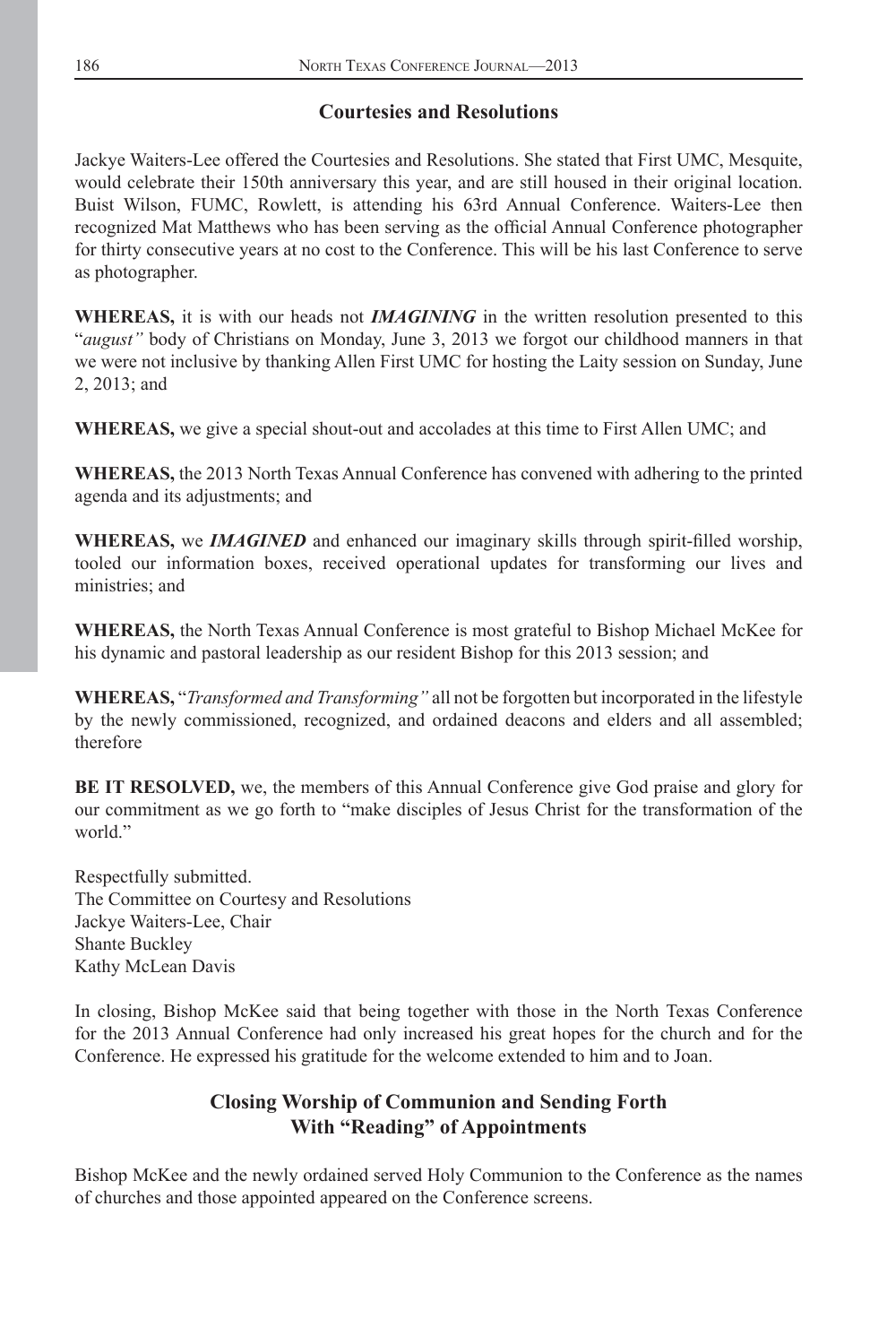## Courtesies and Resolutions

Jackye Waiters-Lee offered the Courtesies and Resolutions. She stated that First UMC, Mesquite, would celebrate their 150th anniversary this year, and are still housed in their original location. Buist Wilson, FUMC, Rowlett, is attending his 63rd Annual Conference. Waiters-Lee then recognized Mat Matthews who has been serving as the official Annual Conference photographer for thirty consecutive years at no cost to the Conference. This will be his last Conference to serve as photographer.

**WHEREAS,** it is with our heads not ***IMAGINING*** in the written resolution presented to this "*august"* body of Christians on Monday, June 3, 2013 we forgot our childhood manners in that we were not inclusive by thanking Allen First UMC for hosting the Laity session on Sunday, June 2, 2013; and

**WHEREAS,** we give a special shout-out and accolades at this time to First Allen UMC; and

**WHEREAS,** the 2013 North Texas Annual Conference has convened with adhering to the printed agenda and its adjustments; and

**WHEREAS,** we ***IMAGINED*** and enhanced our imaginary skills through spirit-filled worship, tooled our information boxes, received operational updates for transforming our lives and ministries; and

**WHEREAS,** the North Texas Annual Conference is most grateful to Bishop Michael McKee for his dynamic and pastoral leadership as our resident Bishop for this 2013 session; and

**WHEREAS,** "*Transformed and Transforming"* all not be forgotten but incorporated in the lifestyle by the newly commissioned, recognized, and ordained deacons and elders and all assembled; therefore

**BE IT RESOLVED,** we, the members of this Annual Conference give God praise and glory for our commitment as we go forth to "make disciples of Jesus Christ for the transformation of the world."

Respectfully submitted.
The Committee on Courtesy and Resolutions
Jackye Waiters-Lee, Chair
Shante Buckley
Kathy McLean Davis

In closing, Bishop McKee said that being together with those in the North Texas Conference for the 2013 Annual Conference had only increased his great hopes for the church and for the Conference. He expressed his gratitude for the welcome extended to him and to Joan.

## Closing Worship of Communion and Sending Forth With "Reading" of Appointments

Bishop McKee and the newly ordained served Holy Communion to the Conference as the names of churches and those appointed appeared on the Conference screens.